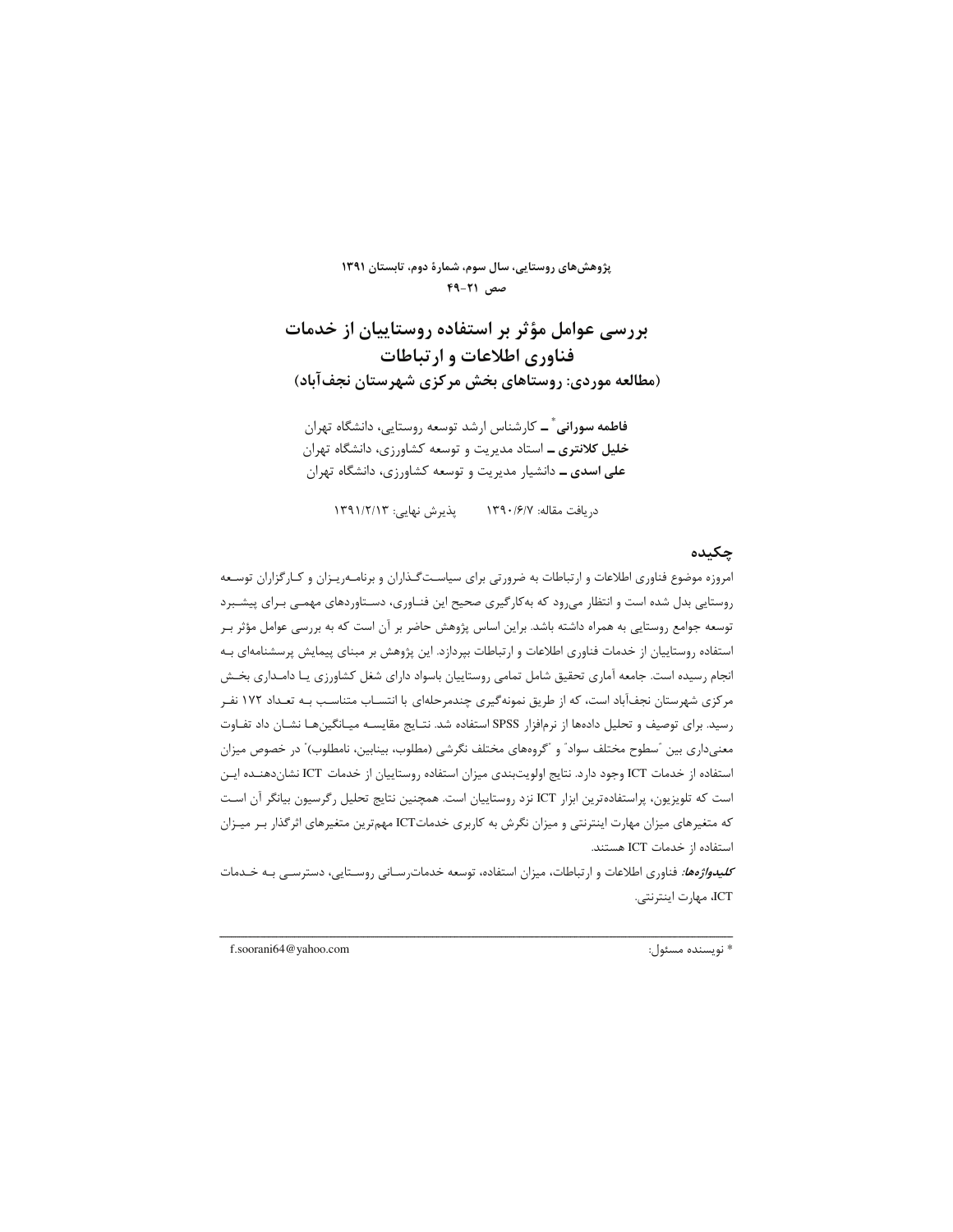# بررسی عوامل مؤثر بر استفاده روستاییان از خدمات فناوری اطلاعات و ارتباطات
## (مطالعه موردی: روستاهای بخش مرکزی شهرستان نجف‌آباد)

**فاطمه سورانی*** ــ کارشناس ارشد توسعه روستایی، دانشگاه تهران
**خلیل کلانتری** ــ استاد مدیریت و توسعه کشاورزی، دانشگاه تهران
**علی اسدی** ــ دانشیار مدیریت و توسعه کشاورزی، دانشگاه تهران

دریافت مقاله: ۱۳۹۰/۶/۷ پذیرش نهایی: ۱۳۹۱/۲/۱۳

## چکیده

امروزه موضوع فناوری اطلاعات و ارتباطات به ضرورتی برای سیاست‌گذاران و برنامه‌ریزان و کارگزاران توسعه روستایی بدل شده است و انتظار می‌رود که به‌کارگیری صحیح این فناوری، دستاوردهای مهمی برای پیشبرد توسعه جوامع روستایی به همراه داشته باشد. براین اساس پژوهش حاضر بر آن است که به بررسی عوامل مؤثر بر استفاده روستاییان از خدمات فناوری اطلاعات و ارتباطات بپردازد. این پژوهش بر مبنای پیمایش پرسشنامه‌ای به انجام رسیده است. جامعه آماری تحقیق شامل تمامی روستاییان باسواد دارای شغل کشاورزی یا دامداری بخش مرکزی شهرستان نجف‌آباد است، که از طریق نمونه‌گیری چندمرحله‌ای با انتساب متناسب به تعداد ۱۷۲ نفر رسید. برای توصیف و تحلیل داده‌ها از نرم‌افزار SPSS استفاده شد. نتایج مقایسه میانگین‌ها نشان داد تفاوت معنی‌داری بین "سطوح مختلف سواد" و "گروه‌های مختلف نگرشی (مطلوب، بینابین، نامطلوب)" در خصوص میزان استفاده از خدمات ICT وجود دارد. نتایج اولویت‌بندی میزان استفاده روستاییان از خدمات ICT نشان‌دهنده این است که تلویزیون، پراستفاده‌ترین ابزار ICT نزد روستاییان است. همچنین نتایج تحلیل رگرسیون بیانگر آن است که متغیرهای میزان مهارت اینترنتی و میزان نگرش به کاربری خدماتICT مهم‌ترین متغیرهای اثرگذار بر میزان استفاده از خدمات ICT هستند.

***کلیدواژه‌ها:*** فناوری اطلاعات و ارتباطات، میزان استفاده، توسعه خدمات‌رسانی روستایی، دسترسی به خدمات ICT، مهارت اینترنتی.

---

* نویسنده مسئول: f.soorani64@yahoo.com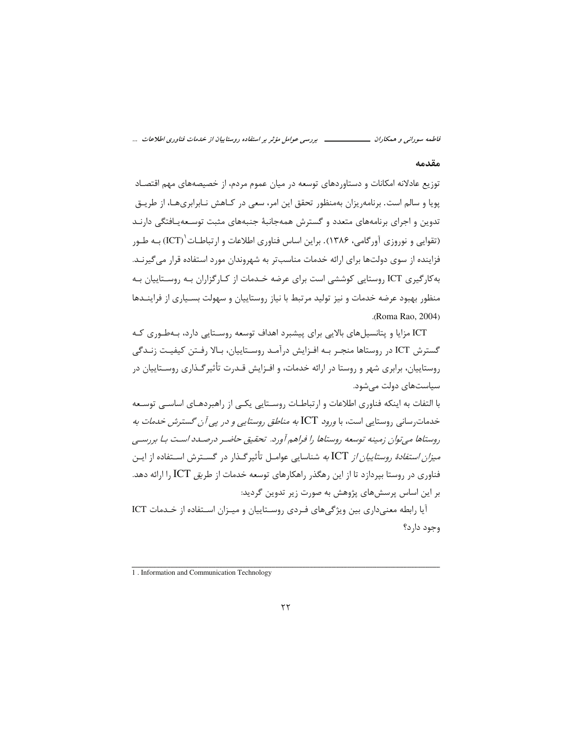## مقدمه

توزیع عادلانه امکانات و دستاوردهای توسعه در میان عموم مردم، از خصیصه‌های مهم اقتصاد پویا و سالم است. برنامه‌ریزان به‌منظور تحقق این امر، سعی در کاهش نابرابری‌ها، از طریق تدوین و اجرای برنامه‌های متعدد و گسترش همه‌جانبهٔ جنبه‌های مثبت توسعه‌یافتگی دارند (تقوایی و نوروزی آورگامی، ۱۳۸۶). براین اساس فناوری اطلاعات و ارتباطات[1] (ICT) به طور فزاینده از سوی دولت‌ها برای ارائه خدمات مناسب‌تر به شهروندان مورد استفاده قرار می‌گیرند. به‌کارگیری ICT روستایی کوششی است برای عرضه خدمات از کارگزاران به روستاییان به منظور بهبود عرضه خدمات و نیز تولید مرتبط با نیاز روستاییان و سهولت بسیاری از فرایندها (Roma Rao, 2004).

ICT مزایا و پتانسیل‌های بالایی برای پیشبرد اهداف توسعه روستایی دارد، به‌طوری که گسترش ICT در روستاها منجر به افزایش درآمد روستاییان، بالا رفتن کیفیت زندگی روستاییان، برابری شهر و روستا در ارائه خدمات، و افزایش قدرت تأثیرگذاری روستاییان در سیاست‌های دولت می‌شود.

با التفات به اینکه فناوری اطلاعات و ارتباطات روستایی یکی از راهبردهای اساسی توسعه خدمات‌رسانی روستایی است، با *ورود ICT به مناطق روستایی و در پی آن گسترش خدمات به روستاها می‌توان زمینه توسعه روستاها را فراهم آورد. تحقیق حاضر درصدد است با بررسی میزان استفادهٔ روستاییان از ICT به* شناسایی عوامل تأثیرگذار در گسترش استفاده از این فناوری در روستا بپردازد تا از این رهگذر راهکارهای توسعه خدمات از طریق ICT را ارائه دهد. بر این اساس پرسش‌های پژوهش به صورت زیر تدوین گردید:

آیا رابطه معنی‌داری بین ویژگی‌های فردی روستاییان و میزان استفاده از خدمات ICT وجود دارد؟

---

1 . Information and Communication Technology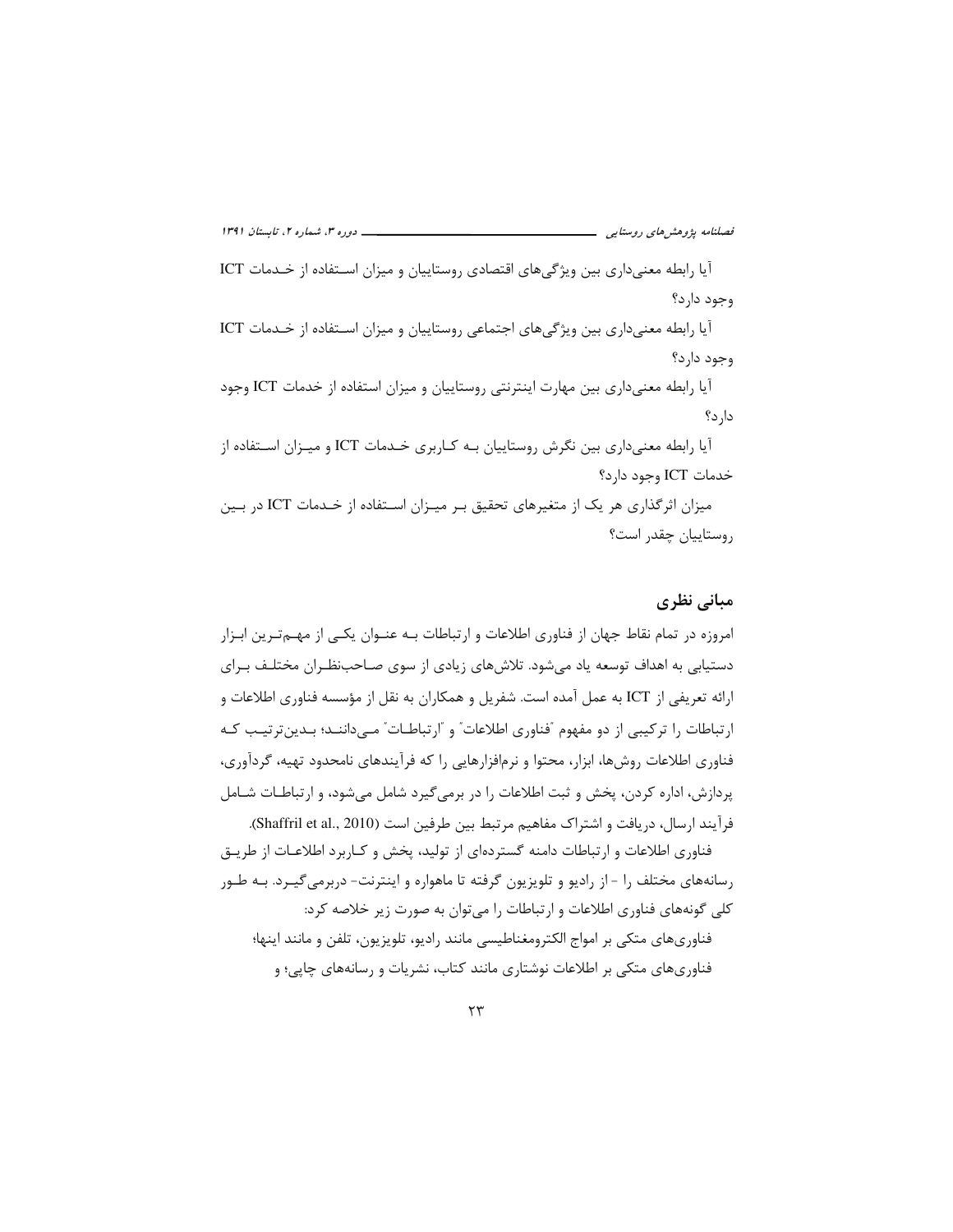آیا رابطه معنی‌داری بین ویژگی‌های اقتصادی روستاییان و میزان استفاده از خدمات ICT وجود دارد؟

آیا رابطه معنی‌داری بین ویژگی‌های اجتماعی روستاییان و میزان استفاده از خدمات ICT وجود دارد؟

آیا رابطه معنی‌داری بین مهارت اینترنتی روستاییان و میزان استفاده از خدمات ICT وجود دارد؟

آیا رابطه معنی‌داری بین نگرش روستاییان به کاربری خدمات ICT و میزان استفاده از خدمات ICT وجود دارد؟

میزان اثرگذاری هر یک از متغیرهای تحقیق بر میزان استفاده از خدمات ICT در بین روستاییان چقدر است؟

## مبانی نظری

امروزه در تمام نقاط جهان از فناوری اطلاعات و ارتباطات به عنوان یکی از مهم‌ترین ابزار دستیابی به اهداف توسعه یاد می‌شود. تلاش‌های زیادی از سوی صاحب‌نظران مختلف برای ارائه تعریفی از ICT به عمل آمده است. شفریل و همکاران به نقل از مؤسسه فناوری اطلاعات و ارتباطات را ترکیبی از دو مفهوم "فناوری اطلاعات" و "ارتباطات" می‌دانند؛ بدین‌ترتیب که فناوری اطلاعات روش‌ها، ابزار، محتوا و نرم‌افزارهایی را که فرآیندهای نامحدود تهیه، گردآوری، پردازش، اداره کردن، پخش و ثبت اطلاعات را در برمی‌گیرد شامل می‌شود، و ارتباطات شامل فرآیند ارسال، دریافت و اشتراک مفاهیم مرتبط بین طرفین است (Shaffril et al., 2010).

فناوری اطلاعات و ارتباطات دامنه گسترده‌ای از تولید، پخش و کاربرد اطلاعات از طریق رسانه‌های مختلف را - از رادیو و تلویزیون گرفته تا ماهواره و اینترنت- دربرمی‌گیرد. به طور کلی گونه‌های فناوری اطلاعات و ارتباطات را می‌توان به صورت زیر خلاصه کرد:

فناوری‌های متکی بر امواج الکترومغناطیسی مانند رادیو، تلویزیون، تلفن و مانند اینها؛

فناوری‌های متکی بر اطلاعات نوشتاری مانند کتاب، نشریات و رسانه‌های چاپی؛ و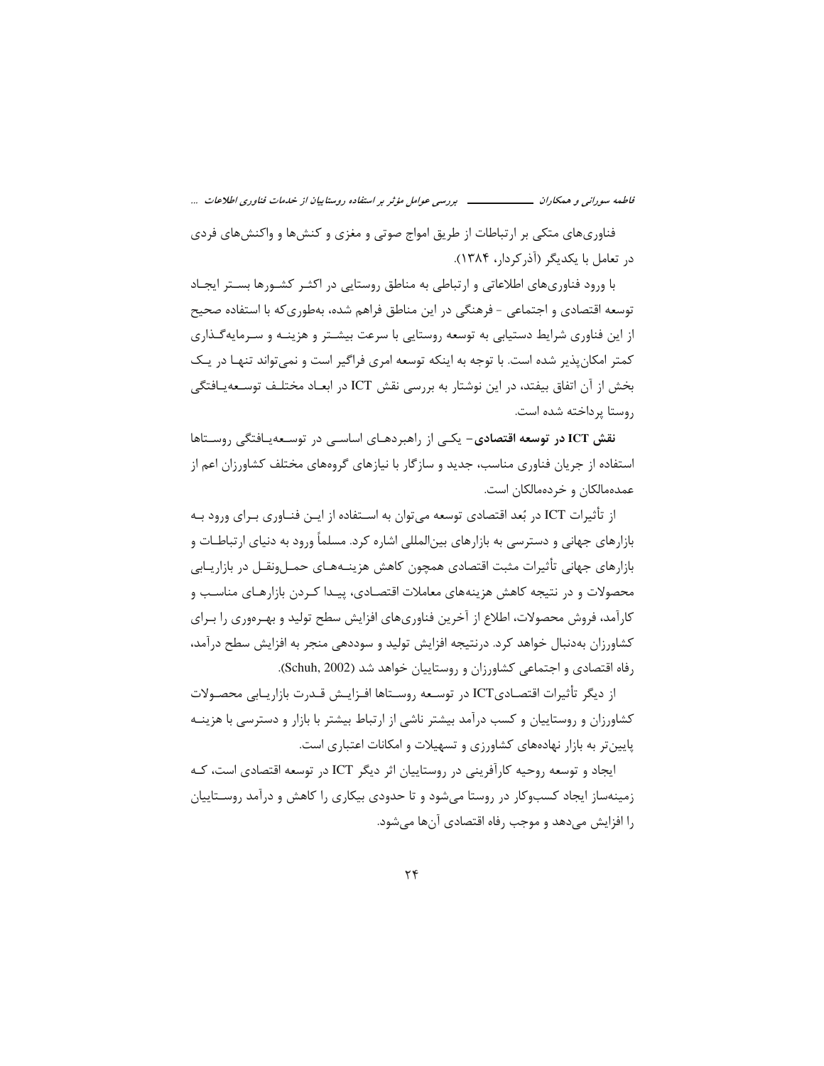فناوری‌های متکی بر ارتباطات از طریق امواج صوتی و مغزی و کنش‌ها و واکنش‌های فردی در تعامل با یکدیگر (آذرکردار، ۱۳۸۴).

با ورود فناوری‌های اطلاعاتی و ارتباطی به مناطق روستایی در اکثر کشورها بستر ایجاد توسعه اقتصادی و اجتماعی - فرهنگی در این مناطق فراهم شده، به‌طوری‌که با استفاده صحیح از این فناوری شرایط دستیابی به توسعه روستایی با سرعت بیشتر و هزینه و سرمایه‌گذاری کمتر امکان‌پذیر شده است. با توجه به اینکه توسعه امری فراگیر است و نمی‌تواند تنها در یک بخش از آن اتفاق بیفتد، در این نوشتار به بررسی نقش ICT در ابعاد مختلف توسعه‌یافتگی روستا پرداخته شده است.

**نقش ICT در توسعه اقتصادی**- یکی از راهبردهای اساسی در توسعه‌یافتگی روستاها استفاده از جریان فناوری مناسب، جدید و سازگار با نیازهای گروه‌های مختلف کشاورزان اعم از عمده‌مالکان و خرده‌مالکان است.

از تأثیرات ICT در بُعد اقتصادی توسعه می‌توان به استفاده از این فناوری برای ورود به بازارهای جهانی و دسترسی به بازارهای بین‌المللی اشاره کرد. مسلماً ورود به دنیای ارتباطات و بازارهای جهانی تأثیرات مثبت اقتصادی همچون کاهش هزینه‌های حمل‌ونقل در بازاریابی محصولات و در نتیجه کاهش هزینه‌های معاملات اقتصادی، پیدا کردن بازارهای مناسب و کارآمد، فروش محصولات، اطلاع از آخرین فناوری‌های افزایش سطح تولید و بهره‌وری را برای کشاورزان به‌دنبال خواهد کرد. درنتیجه افزایش تولید و سوددهی منجر به افزایش سطح درآمد، رفاه اقتصادی و اجتماعی کشاورزان و روستاییان خواهد شد (Schuh, 2002).

از دیگر تأثیرات اقتصادیICT در توسعه روستاها افزایش قدرت بازاریابی محصولات کشاورزان و روستاییان و کسب درآمد بیشتر ناشی از ارتباط بیشتر با بازار و دسترسی با هزینه پایین‌تر به بازار نهاده‌های کشاورزی و تسهیلات و امکانات اعتباری است.

ایجاد و توسعه روحیه کارآفرینی در روستاییان اثر دیگر ICT در توسعه اقتصادی است، که زمینه‌ساز ایجاد کسب‌وکار در روستا می‌شود و تا حدودی بیکاری را کاهش و درآمد روستاییان را افزایش می‌دهد و موجب رفاه اقتصادی آن‌ها می‌شود.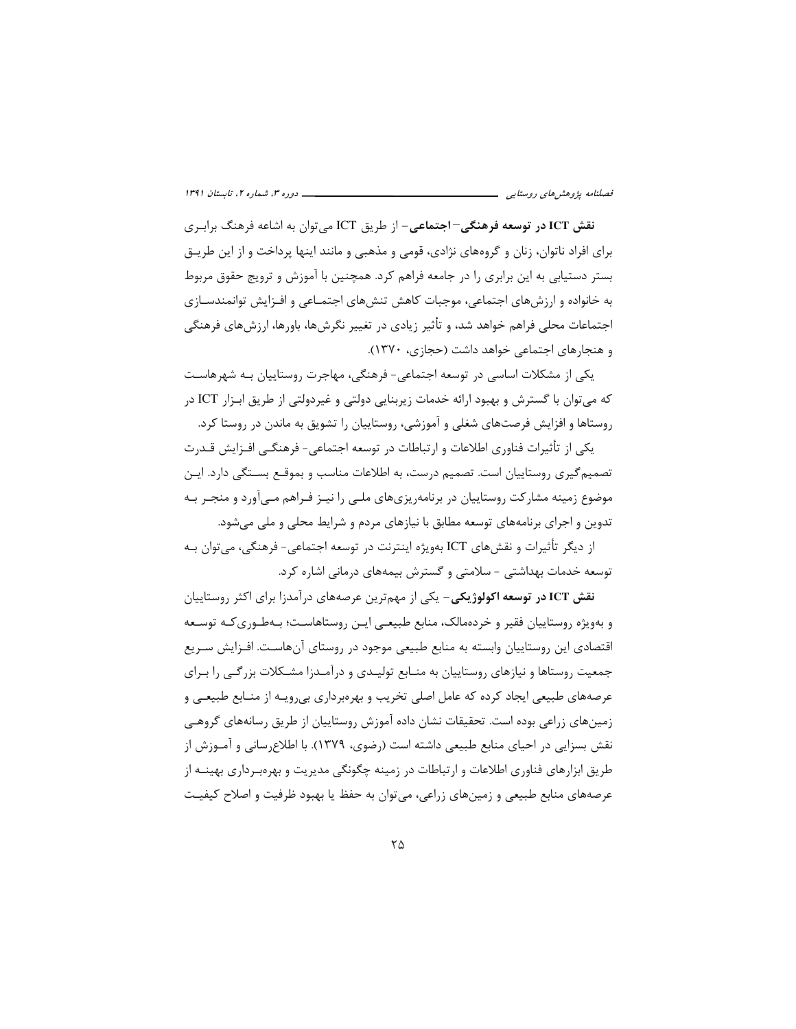**نقش ICT در توسعه فرهنگی- اجتماعی**- از طریق ICT می‌توان به اشاعه فرهنگ برابری برای افراد ناتوان، زنان و گروه‌های نژادی، قومی و مذهبی و مانند اینها پرداخت و از این طریق بستر دستیابی به این برابری را در جامعه فراهم کرد. همچنین با آموزش و ترویج حقوق مربوط به خانواده و ارزش‌های اجتماعی، موجبات کاهش تنش‌های اجتماعی و افزایش توانمندسازی اجتماعات محلی فراهم خواهد شد، و تأثیر زیادی در تغییر نگرش‌ها، باورها، ارزش‌های فرهنگی و هنجارهای اجتماعی خواهد داشت (حجازی، ۱۳۷۰).

یکی از مشکلات اساسی در توسعه اجتماعی- فرهنگی، مهاجرت روستاییان بـه شهرهاست که می‌توان با گسترش و بهبود ارائه خدمات زیربنایی دولتی و غیردولتی از طریق ابزار ICT در روستاها و افزایش فرصت‌های شغلی و آموزشی، روستاییان را تشویق به ماندن در روستا کرد.

یکی از تأثیرات فناوری اطلاعات و ارتباطات در توسعه اجتماعی- فرهنگی افزایش قدرت تصمیم‌گیری روستاییان است. تصمیم درست، به اطلاعات مناسب و بموقع بستگی دارد. این موضوع زمینه مشارکت روستاییان در برنامه‌ریزی‌های ملی را نیز فراهم می‌آورد و منجر به تدوین و اجرای برنامه‌های توسعه مطابق با نیازهای مردم و شرایط محلی و ملی می‌شود.

از دیگر تأثیرات و نقش‌های ICT به‌ویژه اینترنت در توسعه اجتماعی- فرهنگی، می‌توان به توسعه خدمات بهداشتی - سلامتی و گسترش بیمه‌های درمانی اشاره کرد.

**نقش ICT در توسعه اکولوژیکی**- یکی از مهم‌ترین عرصه‌های درآمدزا برای اکثر روستاییان و به‌ویژه روستاییان فقیر و خرده‌مالک، منابع طبیعی این روستاهاست؛ به‌طوری‌که توسعه اقتصادی این روستاییان وابسته به منابع طبیعی موجود در روستای آن‌هاست. افزایش سریع جمعیت روستاها و نیازهای روستاییان به منابع تولیدی و درآمدزا مشکلات بزرگی را برای عرصه‌های طبیعی ایجاد کرده که عامل اصلی تخریب و بهره‌برداری بی‌رویه از منابع طبیعی و زمین‌های زراعی بوده است. تحقیقات نشان داده آموزش روستاییان از طریق رسانه‌های گروهی نقش بسزایی در احیای منابع طبیعی داشته است (رضوی، ۱۳۷۹). با اطلاع‌رسانی و آموزش از طریق ابزارهای فناوری اطلاعات و ارتباطات در زمینه چگونگی مدیریت و بهره‌برداری بهینه از عرصه‌های منابع طبیعی و زمین‌های زراعی، می‌توان به حفظ یا بهبود ظرفیت و اصلاح کیفیت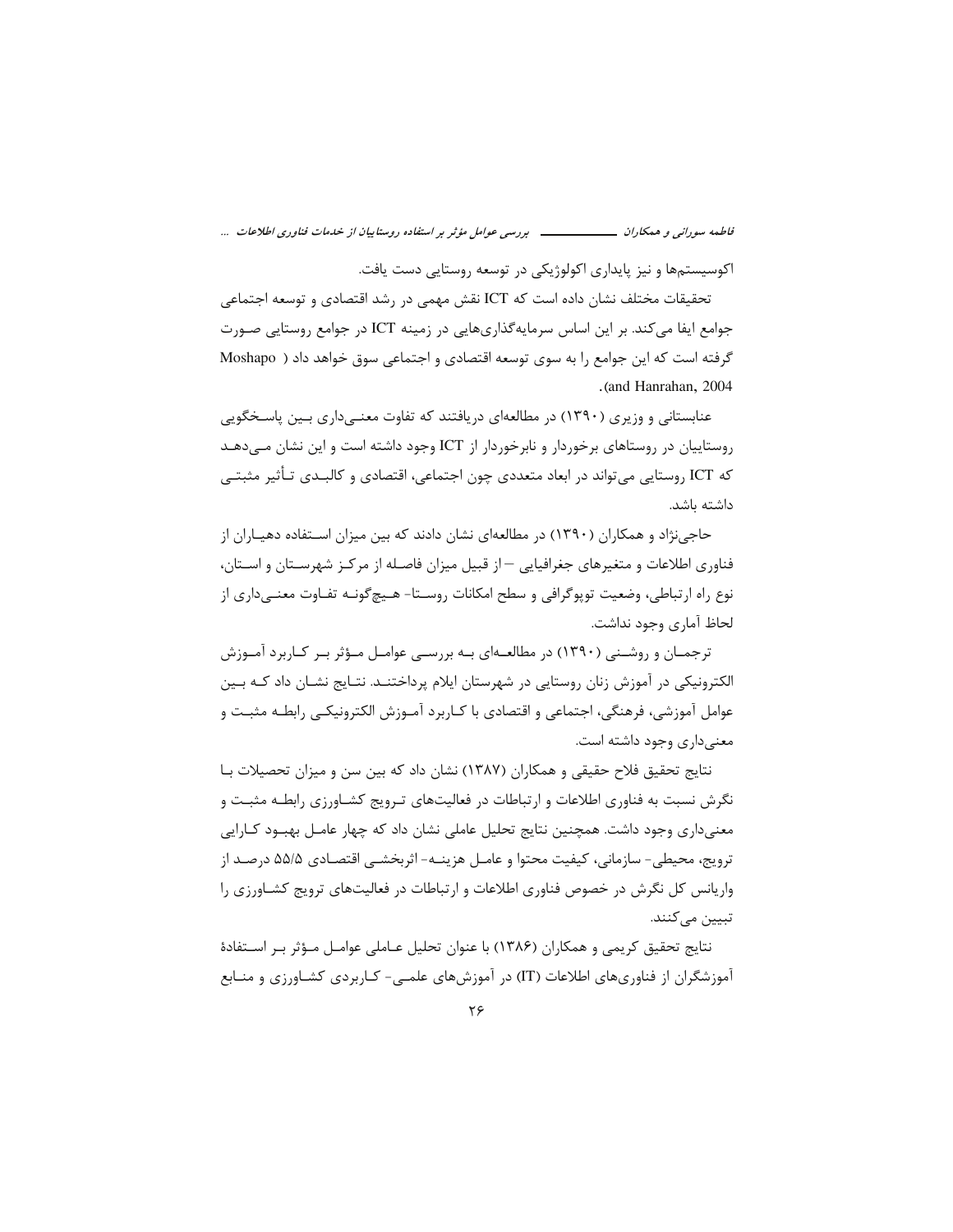اکوسیستم‌ها و نیز پایداری اکولوژیکی در توسعه روستایی دست یافت.

تحقیقات مختلف نشان داده است که ICT نقش مهمی در رشد اقتصادی و توسعه اجتماعی جوامع ایفا می‌کند. بر این اساس سرمایه‌گذاری‌هایی در زمینه ICT در جوامع روستایی صورت گرفته است که این جوامع را به سوی توسعه اقتصادی و اجتماعی سوق خواهد داد (Moshapo and Hanrahan, 2004).

عنابستانی و وزیری (۱۳۹۰) در مطالعه‌ای دریافتند که تفاوت معنی‌داری بین پاسخگویی روستاییان در روستاهای برخوردار و نابرخوردار از ICT وجود داشته است و این نشان می‌دهد که ICT روستایی می‌تواند در ابعاد متعددی چون اجتماعی، اقتصادی و کالبدی تأثیر مثبتی داشته باشد.

حاجی‌نژاد و همکاران (۱۳۹۰) در مطالعه‌ای نشان دادند که بین میزان استفاده دهیاران از فناوری اطلاعات و متغیرهای جغرافیایی – از قبیل میزان فاصله از مرکز شهرستان و استان، نوع راه ارتباطی، وضعیت توپوگرافی و سطح امکانات روستا- هیچ‌گونه تفاوت معنی‌داری از لحاظ آماری وجود نداشت.

ترجمان و روشنی (۱۳۹۰) در مطالعه‌ای به بررسی عوامل مؤثر بر کاربرد آموزش الکترونیکی در آموزش زنان روستایی در شهرستان ایلام پرداختند. نتایج نشان داد که بین عوامل آموزشی، فرهنگی، اجتماعی و اقتصادی با کاربرد آموزش الکترونیکی رابطه مثبت و معنی‌داری وجود داشته است.

نتایج تحقیق فلاح حقیقی و همکاران (۱۳۸۷) نشان داد که بین سن و میزان تحصیلات با نگرش نسبت به فناوری اطلاعات و ارتباطات در فعالیت‌های ترویج کشاورزی رابطه مثبت و معنی‌داری وجود داشت. همچنین نتایج تحلیل عاملی نشان داد که چهار عامل بهبود کارایی ترویج، محیطی- سازمانی، کیفیت محتوا و عامل هزینه- اثربخشی اقتصادی ۵۵/۵ درصد از واریانس کل نگرش در خصوص فناوری اطلاعات و ارتباطات در فعالیت‌های ترویج کشاورزی را تبیین می‌کنند.

نتایج تحقیق کریمی و همکاران (۱۳۸۶) با عنوان تحلیل عاملی عوامل مؤثر بر استفادهٔ آموزشگران از فناوری‌های اطلاعات (IT) در آموزش‌های علمی- کاربردی کشاورزی و منابع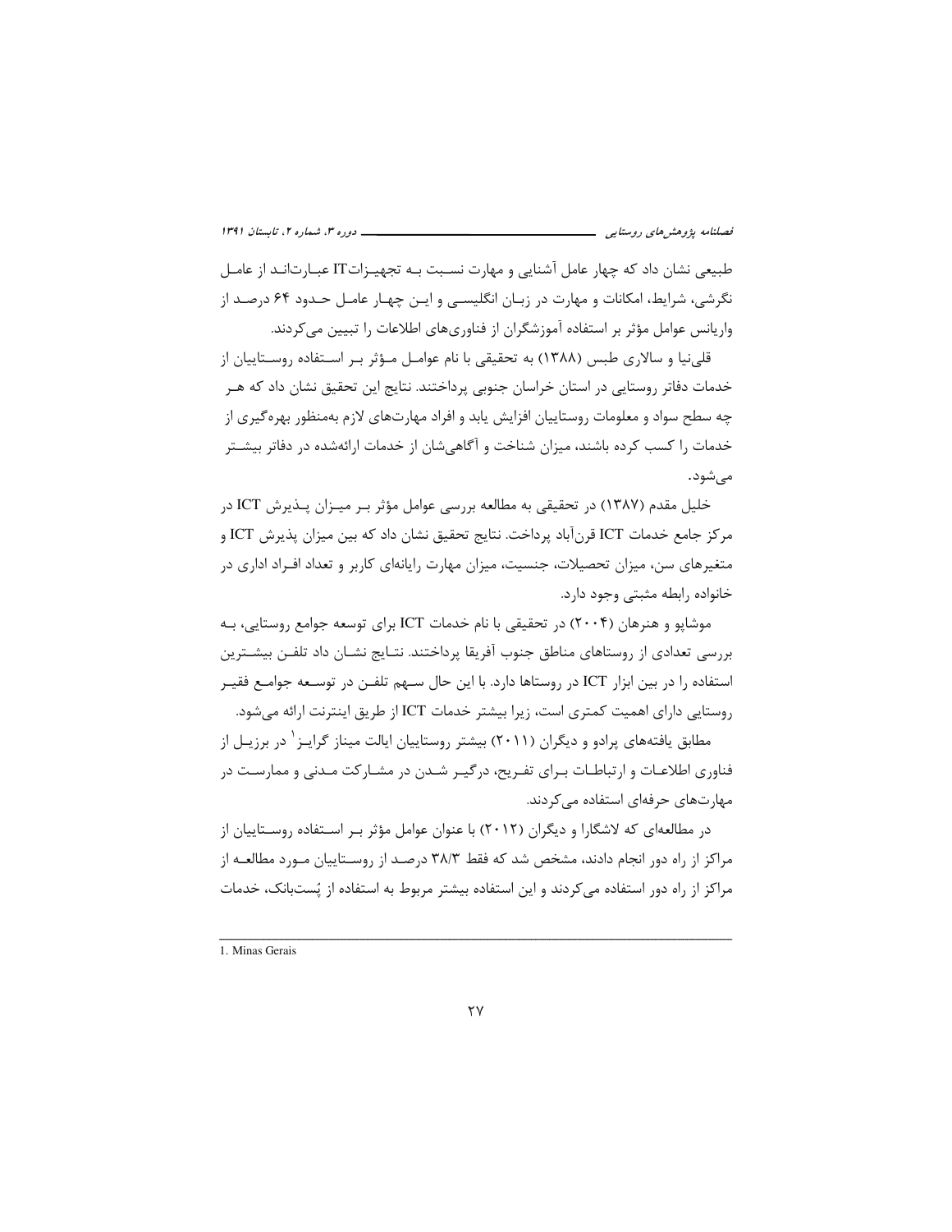طبیعی نشان داد که چهار عامل آشنایی و مهارت نسبت به تجهیزاتIT عبارت‌اند از عامل نگرشی، شرایط، امکانات و مهارت در زبان انگلیسی و این چهار عامل حدود ۶۴ درصد از واریانس عوامل مؤثر بر استفاده آموزشگران از فناوری‌های اطلاعات را تبیین می‌کردند.

قلی‌نیا و سالاری طبس (۱۳۸۸) به تحقیقی با نام عوامل مؤثر بر استفاده روستاییان از خدمات دفاتر روستایی در استان خراسان جنوبی پرداختند. نتایج این تحقیق نشان داد که هر چه سطح سواد و معلومات روستاییان افزایش یابد و افراد مهارت‌های لازم به‌منظور بهره‌گیری از خدمات را کسب کرده باشند، میزان شناخت و آگاهی‌شان از خدمات ارائه‌شده در دفاتر بیشتر می‌شود.

خلیل مقدم (۱۳۸۷) در تحقیقی به مطالعه بررسی عوامل مؤثر بر میزان پذیرش ICT در مرکز جامع خدمات ICT قرن‌آباد پرداخت. نتایج تحقیق نشان داد که بین میزان پذیرش ICT و متغیرهای سن، میزان تحصیلات، جنسیت، میزان مهارت رایانه‌ای کاربر و تعداد افراد اداری در خانواده رابطه مثبتی وجود دارد.

موشاپو و هنرهان (۲۰۰۴) در تحقیقی با نام خدمات ICT برای توسعه جوامع روستایی، به بررسی تعدادی از روستاهای مناطق جنوب آفریقا پرداختند. نتایج نشان داد تلفن بیشترین استفاده را در بین ابزار ICT در روستاها دارد. با این حال سهم تلفن در توسعه جوامع فقیر روستایی دارای اهمیت کمتری است، زیرا بیشتر خدمات ICT از طریق اینترنت ارائه می‌شود.

مطابق یافته‌های پرادو و دیگران (۲۰۱۱) بیشتر روستاییان ایالت میناز گرایز[1] در برزیل از فناوری اطلاعات و ارتباطات برای تفریح، درگیر شدن در مشارکت مدنی و ممارست در مهارت‌های حرفه‌ای استفاده می‌کردند.

در مطالعه‌ای که لاشگارا و دیگران (۲۰۱۲) با عنوان عوامل مؤثر بر استفاده روستاییان از مراکز از راه دور انجام دادند، مشخص شد که فقط ۳۸/۳ درصد از روستاییان مورد مطالعه از مراکز از راه دور استفاده می‌کردند و این استفاده بیشتر مربوط به استفاده از پُست‌بانک، خدمات

---

1. Minas Gerais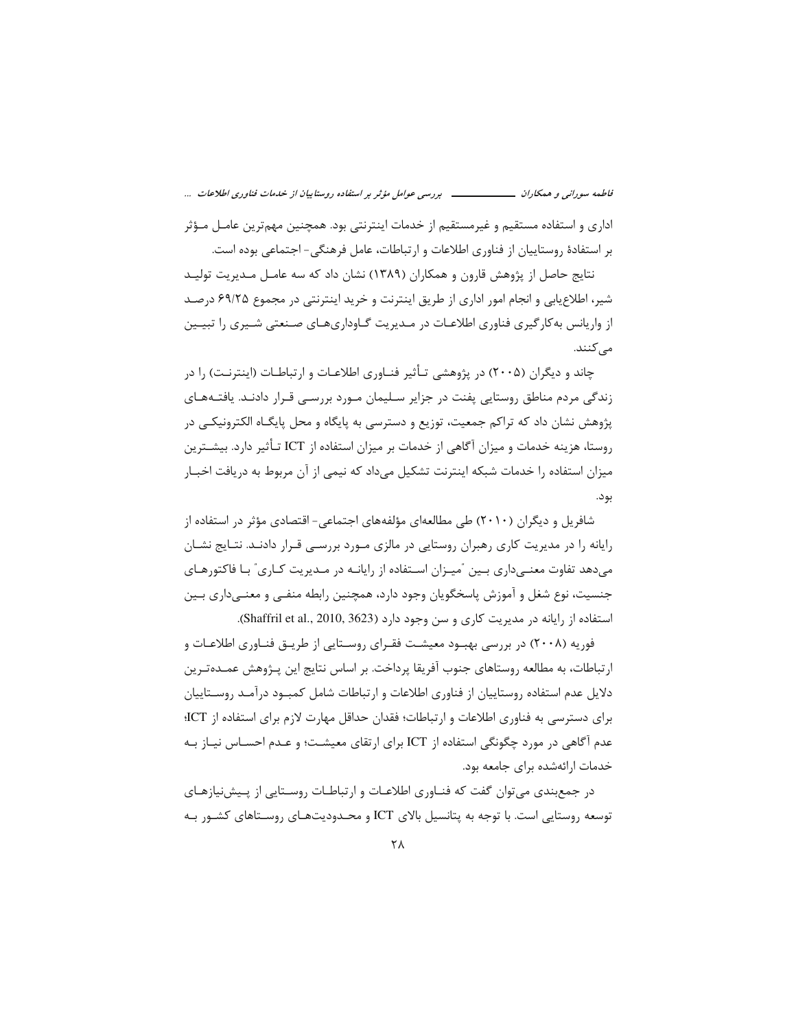اداری و استفاده مستقیم و غیرمستقیم از خدمات اینترنتی بود. همچنین مهم‌ترین عامل مؤثر بر استفادهٔ روستاییان از فناوری اطلاعات و ارتباطات، عامل فرهنگی- اجتماعی بوده است.

نتایج حاصل از پژوهش قارون و همکاران (۱۳۸۹) نشان داد که سه عامل مدیریت تولید شیر، اطلاع‌یابی و انجام امور اداری از طریق اینترنت و خرید اینترنتی در مجموع ۶۹/۲۵ درصد از واریانس به‌کارگیری فناوری اطلاعات در مدیریت گاوداری‌های صنعتی شیری را تبیین می‌کنند.

چاند و دیگران (۲۰۰۵) در پژوهشی تأثیر فناوری اطلاعات و ارتباطات (اینترنت) را در زندگی مردم مناطق روستایی پفنت در جزایر سلیمان مورد بررسی قرار دادند. یافته‌های پژوهش نشان داد که تراکم جمعیت، توزیع و دسترسی به پایگاه و محل پایگاه الکترونیکی در روستا، هزینه خدمات و میزان آگاهی از خدمات بر میزان استفاده از ICT تأثیر دارد. بیشترین میزان استفاده را خدمات شبکه اینترنت تشکیل می‌داد که نیمی از آن مربوط به دریافت اخبار بود.

شافریل و دیگران (۲۰۱۰) طی مطالعه‌ای مؤلفه‌های اجتماعی- اقتصادی مؤثر در استفاده از رایانه را در مدیریت کاری رهبران روستایی در مالزی مورد بررسی قرار دادند. نتایج نشان می‌دهد تفاوت معنی‌داری بین "میزان استفاده از رایانه در مدیریت کاری" با فاکتورهای جنسیت، نوع شغل و آموزش پاسخگویان وجود دارد، همچنین رابطه منفی و معنی‌داری بین استفاده از رایانه در مدیریت کاری و سن وجود دارد (Shaffril et al., 2010, 3623).

فوریه (۲۰۰۸) در بررسی بهبود معیشت فقرای روستایی از طریق فناوری اطلاعات و ارتباطات، به مطالعه روستاهای جنوب آفریقا پرداخت. بر اساس نتایج این پژوهش عمده‌ترین دلایل عدم استفاده روستاییان از فناوری اطلاعات و ارتباطات شامل کمبود درآمد روستاییان برای دسترسی به فناوری اطلاعات و ارتباطات؛ فقدان حداقل مهارت لازم برای استفاده از ICT؛ عدم آگاهی در مورد چگونگی استفاده از ICT برای ارتقای معیشت؛ و عدم احساس نیاز به خدمات ارائه‌شده برای جامعه بود.

در جمع‌بندی می‌توان گفت که فناوری اطلاعات و ارتباطات روستایی از پیش‌نیازهای توسعه روستایی است. با توجه به پتانسیل بالای ICT و محدودیت‌های روستاهای کشور به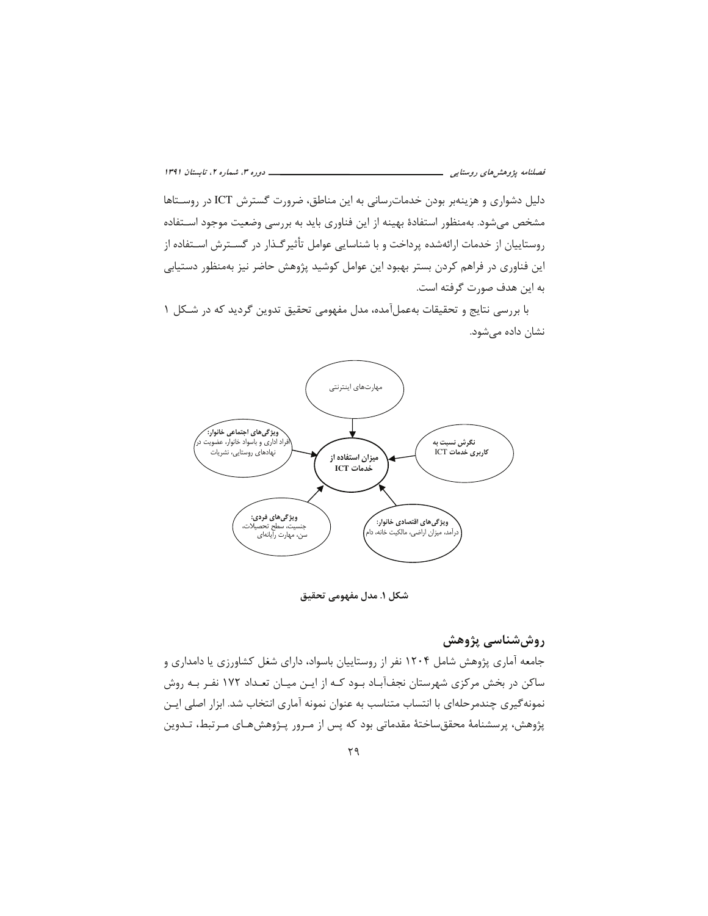دلیل دشواری و هزینه‌بر بودن خدمات‌رسانی به این مناطق، ضرورت گسترش ICT در روستاها مشخص می‌شود. به‌منظور استفادهٔ بهینه از این فناوری باید به بررسی وضعیت موجود استفاده روستاییان از خدمات ارائه‌شده پرداخت و با شناسایی عوامل تأثیرگذار در گسترش استفاده از این فناوری در فراهم کردن بستر بهبود این عوامل کوشید پژوهش حاضر نیز به‌منظور دستیابی به این هدف صورت گرفته است.

با بررسی نتایج و تحقیقات به‌عمل‌آمده، مدل مفهومی تحقیق تدوین گردید که در شکل ۱ نشان داده می‌شود.

مهارت‌های اینترنتی

**ویژگی‌های اجتماعی خانوار:** افراد اداری و باسواد خانوار، عضویت در نهادهای روستایی، نشریات

**میزان استفاده از خدمات ICT**

**نگرش نسبت به کاربری خدمات ICT**

**ویژگی‌های فردی:** جنسیت، سطح تحصیلات، سن، مهارت رایانه‌ای

**ویژگی‌های اقتصادی خانوار:** درآمد، میزان اراضی، مالکیت خانه، دام

**شکل ۱. مدل مفهومی تحقیق**

## روش‌شناسی پژوهش

جامعه آماری پژوهش شامل ۱۲۰۴ نفر از روستاییان باسواد، دارای شغل کشاورزی یا دامداری و ساکن در بخش مرکزی شهرستان نجف‌آباد بود که از این میان تعداد ۱۷۲ نفر به روش نمونه‌گیری چندمرحله‌ای با انتساب متناسب به عنوان نمونه آماری انتخاب شد. ابزار اصلی این پژوهش، پرسشنامهٔ محقق‌ساختهٔ مقدماتی بود که پس از مرور پژوهش‌های مرتبط، تدوین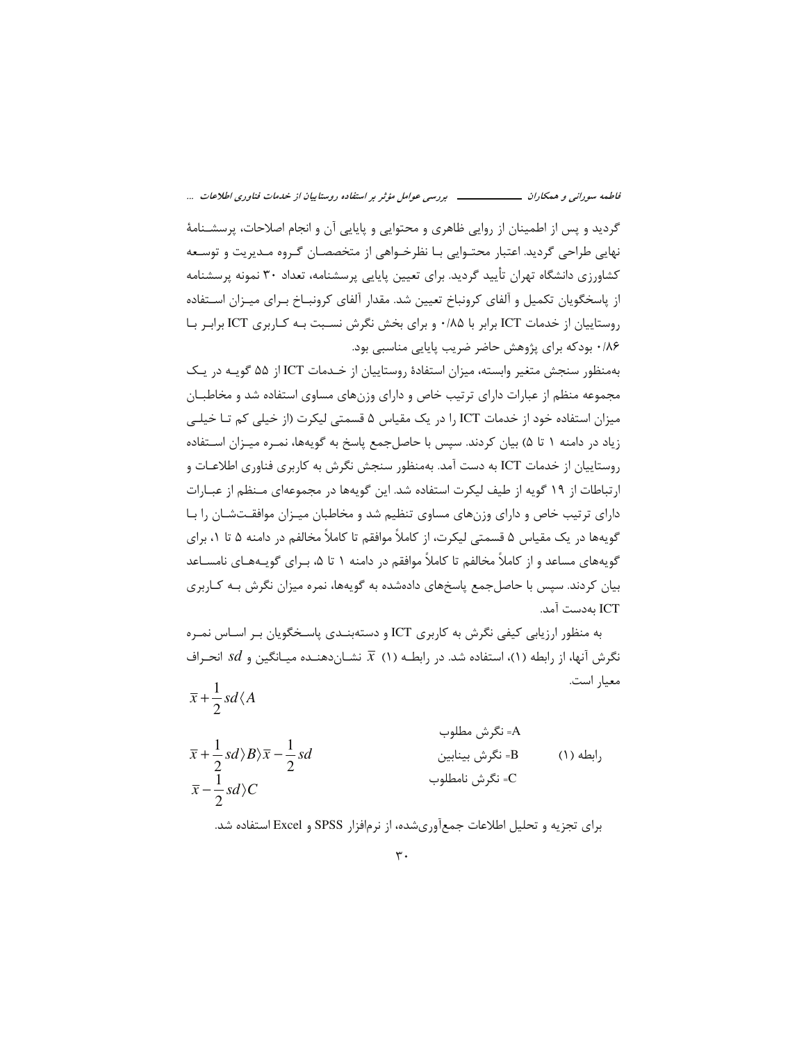گردید و پس از اطمینان از روایی ظاهری و محتوایی و پایایی آن و انجام اصلاحات، پرسشنامهٔ نهایی طراحی گردید. اعتبار محتوایی با نظرخواهی از متخصصان گروه مدیریت و توسعه کشاورزی دانشگاه تهران تأیید گردید. برای تعیین پایایی پرسشنامه، تعداد ۳۰ نمونه پرسشنامه از پاسخگویان تکمیل و آلفای کرونباخ تعیین شد. مقدار آلفای کرونباخ برای میزان استفاده روستاییان از خدمات ICT برابر با ۰/۸۵ و برای بخش نگرش نسبت به کاربری ICT برابر با ۰/۸۶ بودکه برای پژوهش حاضر ضریب پایایی مناسبی بود.

به‌منظور سنجش متغیر وابسته، میزان استفادهٔ روستاییان از خدمات ICT از ۵۵ گویه در یک مجموعه منظم از عبارات دارای ترتیب خاص و دارای وزن‌های مساوی استفاده شد و مخاطبان میزان استفاده خود از خدمات ICT را در یک مقیاس ۵ قسمتی لیکرت (از خیلی کم تا خیلی زیاد در دامنه ۱ تا ۵) بیان کردند. سپس با حاصل‌جمع پاسخ به گویه‌ها، نمره میزان استفاده روستاییان از خدمات ICT به دست آمد. به‌منظور سنجش نگرش به کاربری فناوری اطلاعات و ارتباطات از ۱۹ گویه از طیف لیکرت استفاده شد. این گویه‌ها در مجموعه‌ای منظم از عبارات دارای ترتیب خاص و دارای وزن‌های مساوی تنظیم شد و مخاطبان میزان موافقت‌شان را با گویه‌ها در یک مقیاس ۵ قسمتی لیکرت، از کاملاً موافقم تا کاملاً مخالفم در دامنه ۵ تا ۱، برای گویه‌های مساعد و از کاملاً مخالفم تا کاملاً موافقم در دامنه ۱ تا ۵، برای گویه‌های نامساعد بیان کردند. سپس با حاصل‌جمع پاسخ‌های داده‌شده به گویه‌ها، نمره میزان نگرش به کاربری ICT به‌دست آمد.

به منظور ارزیابی کیفی نگرش به کاربری ICT و دسته‌بندی پاسخگویان بر اساس نمره نگرش آنها، از رابطه (۱)، استفاده شد. در رابطه (۱) $\overline{x}$ نشان‌دهنده میانگین و $sd$ انحراف معیار است.

رابطه (۱)

$$\overline{x}+\frac{1}{2}sd\langle A$$

$$\overline{x}+\frac{1}{2}sd\rangle B\rangle \overline{x}-\frac{1}{2}sd$$

$$\overline{x}-\frac{1}{2}sd\rangle C$$

A= نگرش مطلوب

B= نگرش بینابین

C= نگرش نامطلوب

برای تجزیه و تحلیل اطلاعات جمع‌آوری‌شده، از نرم‌افزار SPSS و Excel استفاده شد.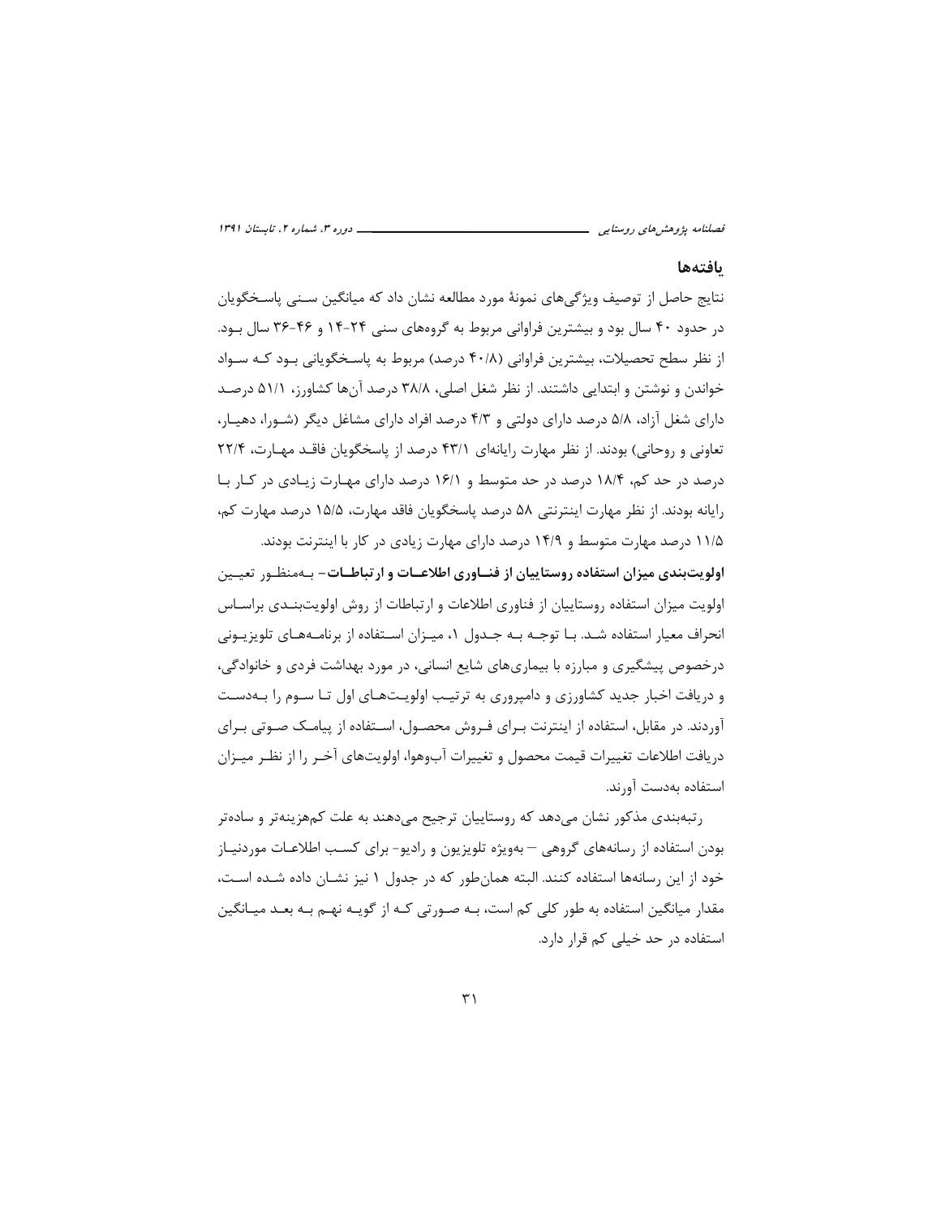## یافته‌ها

نتایج حاصل از توصیف ویژگی‌های نمونهٔ مورد مطالعه نشان داد که میانگین سنی پاسخگویان در حدود ۴۰ سال بود و بیشترین فراوانی مربوط به گروه‌های سنی ۲۴-۱۴ و ۴۶-۳۶ سال بود. از نظر سطح تحصیلات، بیشترین فراوانی (۴۰/۸ درصد) مربوط به پاسخگویانی بود که سواد خواندن و نوشتن و ابتدایی داشتند. از نظر شغل اصلی، ۳۸/۸ درصد آن‌ها کشاورز، ۵۱/۱ درصد دارای شغل آزاد، ۵/۸ درصد دارای دولتی و ۴/۳ درصد افراد دارای مشاغل دیگر (شورا، دهیار، تعاونی و روحانی) بودند. از نظر مهارت رایانه‌ای ۴۳/۱ درصد از پاسخگویان فاقد مهارت، ۲۲/۴ درصد در حد کم، ۱۸/۴ درصد در حد متوسط و ۱۶/۱ درصد دارای مهارت زیادی در کار با رایانه بودند. از نظر مهارت اینترنتی ۵۸ درصد پاسخگویان فاقد مهارت، ۱۵/۵ درصد مهارت کم، ۱۱/۵ درصد مهارت متوسط و ۱۴/۹ درصد دارای مهارت زیادی در کار با اینترنت بودند.

**اولویت‌بندی میزان استفاده روستاییان از فناوری اطلاعات و ارتباطات**- به‌منظور تعیین اولویت میزان استفاده روستاییان از فناوری اطلاعات و ارتباطات از روش اولویت‌بندی براساس انحراف معیار استفاده شد. با توجه به جدول ۱، میزان استفاده از برنامه‌های تلویزیونی درخصوص پیشگیری و مبارزه با بیماری‌های شایع انسانی، در مورد بهداشت فردی و خانوادگی، و دریافت اخبار جدید کشاورزی و دامپروری به ترتیب اولویت‌های اول تا سوم را به‌دست آوردند. در مقابل، استفاده از اینترنت برای فروش محصول، استفاده از پیامک صوتی برای دریافت اطلاعات تغییرات قیمت محصول و تغییرات آب‌وهوا، اولویت‌های آخر را از نظر میزان استفاده به‌دست آورند.

رتبه‌بندی مذکور نشان می‌دهد که روستاییان ترجیح می‌دهند به علت کم‌هزینه‌تر و ساده‌تر بودن استفاده از رسانه‌های گروهی – به‌ویژه تلویزیون و رادیو- برای کسب اطلاعات موردنیاز خود از این رسانه‌ها استفاده کنند. البته همان‌طور که در جدول ۱ نیز نشان داده شده است، مقدار میانگین استفاده به طور کلی کم است، به صورتی که از گویه نهم به بعد میانگین استفاده در حد خیلی کم قرار دارد.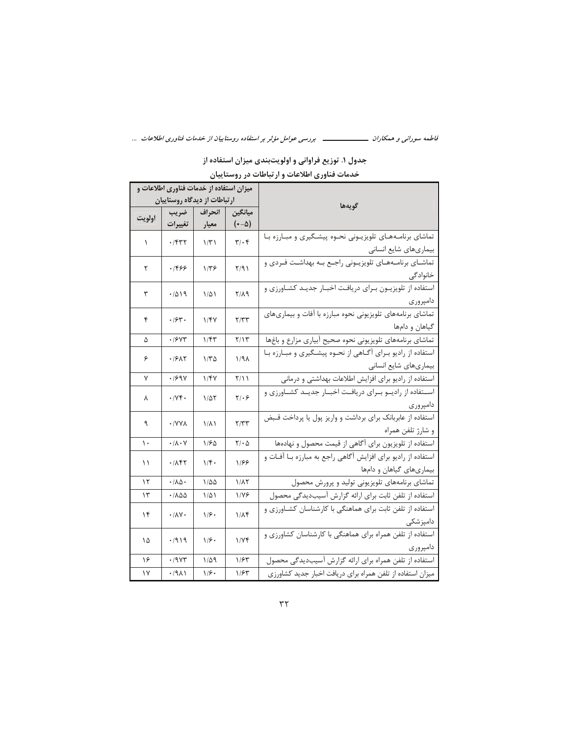**جدول ۱. توزیع فراوانی و اولویت‌بندی میزان استفاده از خدمات فناوری اطلاعات و ارتباطات در روستاییان**

| گویه‌ها | میزان استفاده از خدمات فناوری اطلاعات و ارتباطات از دیدگاه روستاییان | | | |
|---|---|---|---|---|
| | میانگین (۵-۰) | انحراف معیار | ضریب تغییرات | اولویت |
| تماشای برنامه‌های تلویزیونی نحوه پیشگیری و مبارزه با بیماری‌های شایع انسانی | ۳/۰۴ | ۱/۳۱ | ۰/۴۳۲ | ۱ |
| تماشای برنامه‌های تلویزیونی راجع به بهداشت فردی و خانوادگی | ۲/۹۱ | ۱/۳۶ | ۰/۴۶۶ | ۲ |
| استفاده از تلویزیون برای دریافت اخبار جدید کشاورزی و دامپروری | ۲/۸۹ | ۱/۵۱ | ۰/۵۱۹ | ۳ |
| تماشای برنامه‌های تلویزیونی نحوه مبارزه با آفات و بیماری‌های گیاهان و دام‌ها | ۲/۳۳ | ۱/۴۷ | ۰/۶۳۰ | ۴ |
| تماشای برنامه‌های تلویزیونی نحوه صحیح آبیاری مزارع و باغ‌ها | ۲/۱۳ | ۱/۴۳ | ۰/۶۷۳ | ۵ |
| استفاده از رادیو برای آگاهی از نحوه پیشگیری و مبارزه با بیماری‌های شایع انسانی | ۱/۹۸ | ۱/۳۵ | ۰/۶۸۲ | ۶ |
| استفاده از رادیو برای افزایش اطلاعات بهداشتی و درمانی | ۲/۱۱ | ۱/۴۷ | ۰/۶۹۷ | ۷ |
| استفاده از رادیو برای دریافت اخبار جدید کشاورزی و دامپروری | ۲/۰۶ | ۱/۵۲ | ۰/۷۴۰ | ۸ |
| استفاده از عابربانک برای برداشت و واریز پول یا پرداخت قبض و شارژ تلفن همراه | ۲/۳۳ | ۱/۸۱ | ۰/۷۷۸ | ۹ |
| استفاده از تلویزیون برای آگاهی از قیمت محصول و نهاده‌ها | ۲/۰۵ | ۱/۶۵ | ۰/۸۰۷ | ۱۰ |
| استفاده از رادیو برای افزایش آگاهی راجع به مبارزه با آفات و بیماری‌های گیاهان و دام‌ها | ۱/۶۶ | ۱/۴۰ | ۰/۸۴۲ | ۱۱ |
| تماشای برنامه‌های تلویزیونی تولید و پرورش محصول | ۱/۸۲ | ۱/۵۵ | ۰/۸۵۰ | ۱۲ |
| استفاده از تلفن ثابت برای ارائه گزارش آسیب‌دیدگی محصول | ۱/۷۶ | ۱/۵۱ | ۰/۸۵۵ | ۱۳ |
| استفاده از تلفن ثابت برای هماهنگی با کارشناسان کشاورزی و دامپزشکی | ۱/۸۴ | ۱/۶۰ | ۰/۸۷۰ | ۱۴ |
| استفاده از تلفن همراه برای هماهنگی با کارشناسان کشاورزی و دامپروری | ۱/۷۴ | ۱/۶۰ | ۰/۹۱۹ | ۱۵ |
| استفاده از تلفن همراه برای ارائه گزارش آسیب‌دیدگی محصول | ۱/۶۳ | ۱/۵۹ | ۰/۹۷۳ | ۱۶ |
| میزان استفاده از تلفن همراه برای دریافت اخبار جدید کشاورزی | ۱/۶۳ | ۱/۶۰ | ۰/۹۸۱ | ۱۷ |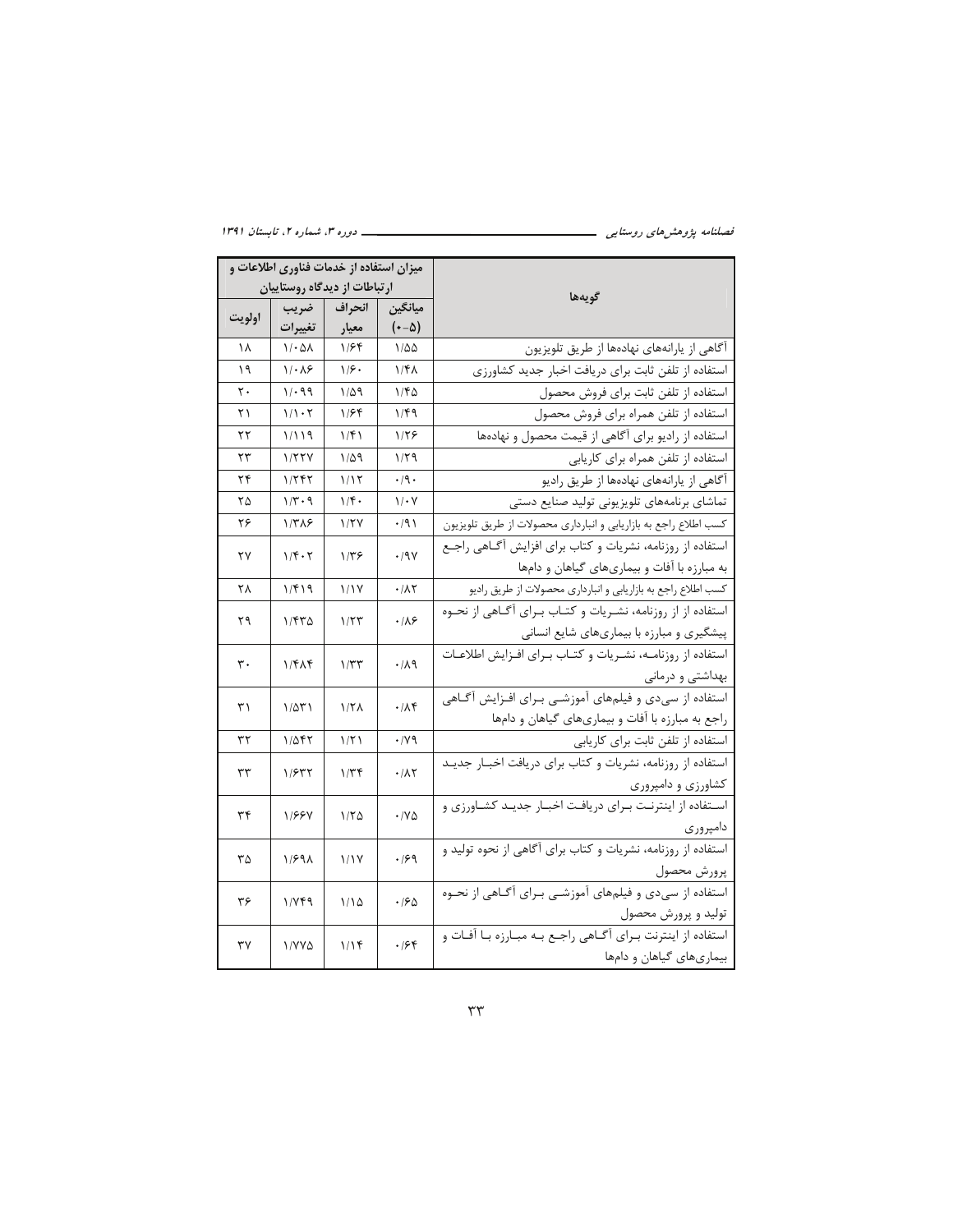| گویه‌ها | میزان استفاده از خدمات فناوری اطلاعات و ارتباطات از دیدگاه روستاییان | | | |
|---|---|---|---|---|
| | میانگین (۰-۵) | انحراف معیار | ضریب تغییرات | اولویت |
| آگاهی از یارانه‌های نهاده‌ها از طریق تلویزیون | ۱/۵۵ | ۱/۶۴ | ۱/۰۵۸ | ۱۸ |
| استفاده از تلفن ثابت برای دریافت اخبار جدید کشاورزی | ۱/۴۸ | ۱/۶۰ | ۱/۰۸۶ | ۱۹ |
| استفاده از تلفن ثابت برای فروش محصول | ۱/۴۵ | ۱/۵۹ | ۱/۰۹۹ | ۲۰ |
| استفاده از تلفن همراه برای فروش محصول | ۱/۴۹ | ۱/۶۴ | ۱/۱۰۲ | ۲۱ |
| استفاده از رادیو برای آگاهی از قیمت محصول و نهاده‌ها | ۱/۲۶ | ۱/۴۱ | ۱/۱۱۹ | ۲۲ |
| استفاده از تلفن همراه برای کاریابی | ۱/۲۹ | ۱/۵۹ | ۱/۲۲۷ | ۲۳ |
| آگاهی از یارانه‌های نهاده‌ها از طریق رادیو | ۰/۹۰ | ۱/۱۲ | ۱/۲۴۲ | ۲۴ |
| تماشای برنامه‌های تلویزیونی تولید صنایع دستی | ۱/۰۷ | ۱/۴۰ | ۱/۳۰۹ | ۲۵ |
| کسب اطلاع راجع به بازاریابی و انبارداری محصولات از طریق تلویزیون | ۰/۹۱ | ۱/۲۷ | ۱/۳۸۶ | ۲۶ |
| استفاده از روزنامه، نشریات و کتاب برای افزایش آگاهی راجع به مبارزه با آفات و بیماری‌های گیاهان و دام‌ها | ۰/۹۷ | ۱/۳۶ | ۱/۴۰۲ | ۲۷ |
| کسب اطلاع راجع به بازاریابی و انبارداری محصولات از طریق رادیو | ۰/۸۲ | ۱/۱۷ | ۱/۴۱۹ | ۲۸ |
| استفاده از روزنامه، نشریات و کتاب برای آگاهی از نحوه پیشگیری و مبارزه با بیماری‌های شایع انسانی | ۰/۸۶ | ۱/۲۳ | ۱/۴۳۵ | ۲۹ |
| استفاده از روزنامه، نشریات و کتاب برای افزایش اطلاعات بهداشتی و درمانی | ۰/۸۹ | ۱/۳۳ | ۱/۴۸۴ | ۳۰ |
| استفاده از سی‌دی و فیلم‌های آموزشی برای افزایش آگاهی راجع به مبارزه با آفات و بیماری‌های گیاهان و دام‌ها | ۰/۸۴ | ۱/۲۸ | ۱/۵۳۱ | ۳۱ |
| استفاده از تلفن ثابت برای کاریابی | ۰/۷۹ | ۱/۲۱ | ۱/۵۴۲ | ۳۲ |
| استفاده از روزنامه، نشریات و کتاب برای دریافت اخبار جدید کشاورزی و دامپروری | ۰/۸۲ | ۱/۳۴ | ۱/۶۳۲ | ۳۳ |
| استفاده از اینترنت برای دریافت اخبار جدید کشاورزی و دامپروری | ۰/۷۵ | ۱/۲۵ | ۱/۶۶۷ | ۳۴ |
| استفاده از روزنامه، نشریات و کتاب برای آگاهی از نحوه تولید و پرورش محصول | ۰/۶۹ | ۱/۱۷ | ۱/۶۹۸ | ۳۵ |
| استفاده از سی‌دی و فیلم‌های آموزشی برای آگاهی از نحوه تولید و پرورش محصول | ۰/۶۵ | ۱/۱۵ | ۱/۷۴۹ | ۳۶ |
| استفاده از اینترنت برای آگاهی راجع به مبارزه با آفات و بیماری‌های گیاهان و دام‌ها | ۰/۶۴ | ۱/۱۴ | ۱/۷۷۵ | ۳۷ |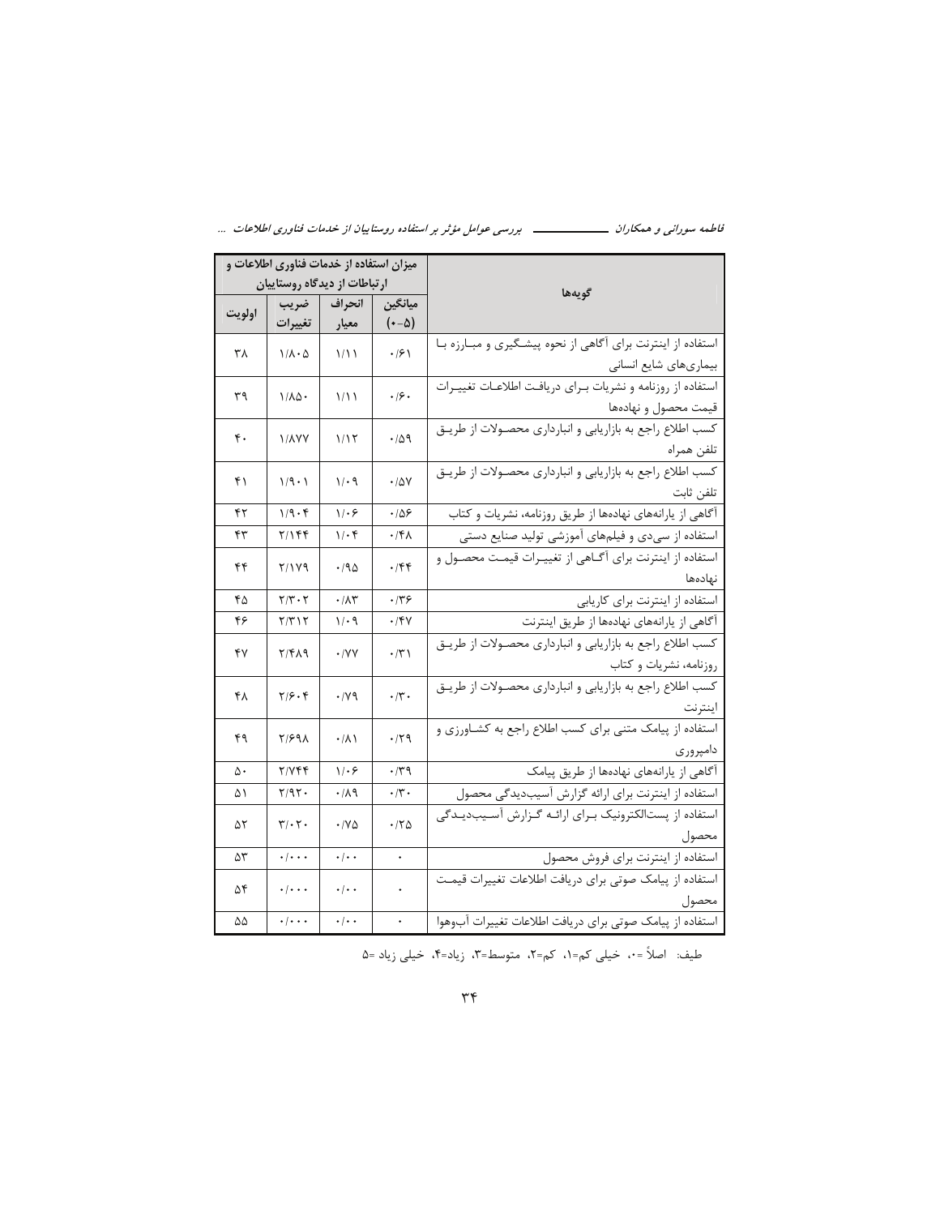| گویه‌ها | میزان استفاده از خدمات فناوری اطلاعات و ارتباطات از دیدگاه روستاییان | | | |
|---|---|---|---|---|
| | میانگین (۰-۵) | انحراف معیار | ضریب تغییرات | اولویت |
| استفاده از اینترنت برای آگاهی از نحوه پیشگیری و مبارزه با بیماری‌های شایع انسانی | ۰/۶۱ | ۱/۱۱ | ۱/۸۰۵ | ۳۸ |
| استفاده از روزنامه و نشریات برای دریافت اطلاعات تغییرات قیمت محصول و نهاده‌ها | ۰/۶۰ | ۱/۱۱ | ۱/۸۵۰ | ۳۹ |
| کسب اطلاع راجع به بازاریابی و انبارداری محصولات از طریق تلفن همراه | ۰/۵۹ | ۱/۱۲ | ۱/۸۷۷ | ۴۰ |
| کسب اطلاع راجع به بازاریابی و انبارداری محصولات از طریق تلفن ثابت | ۰/۵۷ | ۱/۰۹ | ۱/۹۰۱ | ۴۱ |
| آگاهی از یارانه‌های نهاده‌ها از طریق روزنامه، نشریات و کتاب | ۰/۵۶ | ۱/۰۶ | ۱/۹۰۴ | ۴۲ |
| استفاده از سی‌دی و فیلم‌های آموزشی تولید صنایع دستی | ۰/۴۸ | ۱/۰۴ | ۲/۱۴۴ | ۴۳ |
| استفاده از اینترنت برای آگاهی از تغییرات قیمت محصول و نهاده‌ها | ۰/۴۴ | ۰/۹۵ | ۲/۱۷۹ | ۴۴ |
| استفاده از اینترنت برای کاریابی | ۰/۳۶ | ۰/۸۳ | ۲/۳۰۲ | ۴۵ |
| آگاهی از یارانه‌های نهاده‌ها از طریق اینترنت | ۰/۴۷ | ۱/۰۹ | ۲/۳۱۲ | ۴۶ |
| کسب اطلاع راجع به بازاریابی و انبارداری محصولات از طریق روزنامه، نشریات و کتاب | ۰/۳۱ | ۰/۷۷ | ۲/۴۸۹ | ۴۷ |
| کسب اطلاع راجع به بازاریابی و انبارداری محصولات از طریق اینترنت | ۰/۳۰ | ۰/۷۹ | ۲/۶۰۴ | ۴۸ |
| استفاده از پیامک متنی برای کسب اطلاع راجع به کشاورزی و دامپروری | ۰/۲۹ | ۰/۸۱ | ۲/۶۹۸ | ۴۹ |
| آگاهی از یارانه‌های نهاده‌ها از طریق پیامک | ۰/۳۹ | ۱/۰۶ | ۲/۷۴۴ | ۵۰ |
| استفاده از اینترنت برای ارائه گزارش آسیب‌دیدگی محصول | ۰/۳۰ | ۰/۸۹ | ۲/۹۲۰ | ۵۱ |
| استفاده از پست‌الکترونیک برای ارائه گزارش آسیب‌دیدگی محصول | ۰/۲۵ | ۰/۷۵ | ۳/۰۲۰ | ۵۲ |
| استفاده از اینترنت برای فروش محصول | ۰ | ۰/۰۰ | ۰/۰۰۰ | ۵۳ |
| استفاده از پیامک صوتی برای دریافت اطلاعات تغییرات قیمت محصول | ۰ | ۰/۰۰ | ۰/۰۰۰ | ۵۴ |
| استفاده از پیامک صوتی برای دریافت اطلاعات تغییرات آب‌وهوا | ۰ | ۰/۰۰ | ۰/۰۰۰ | ۵۵ |

طیف: اصلاً =۰، خیلی کم=۱، کم=۲، متوسط=۳، زیاد=۴، خیلی زیاد =۵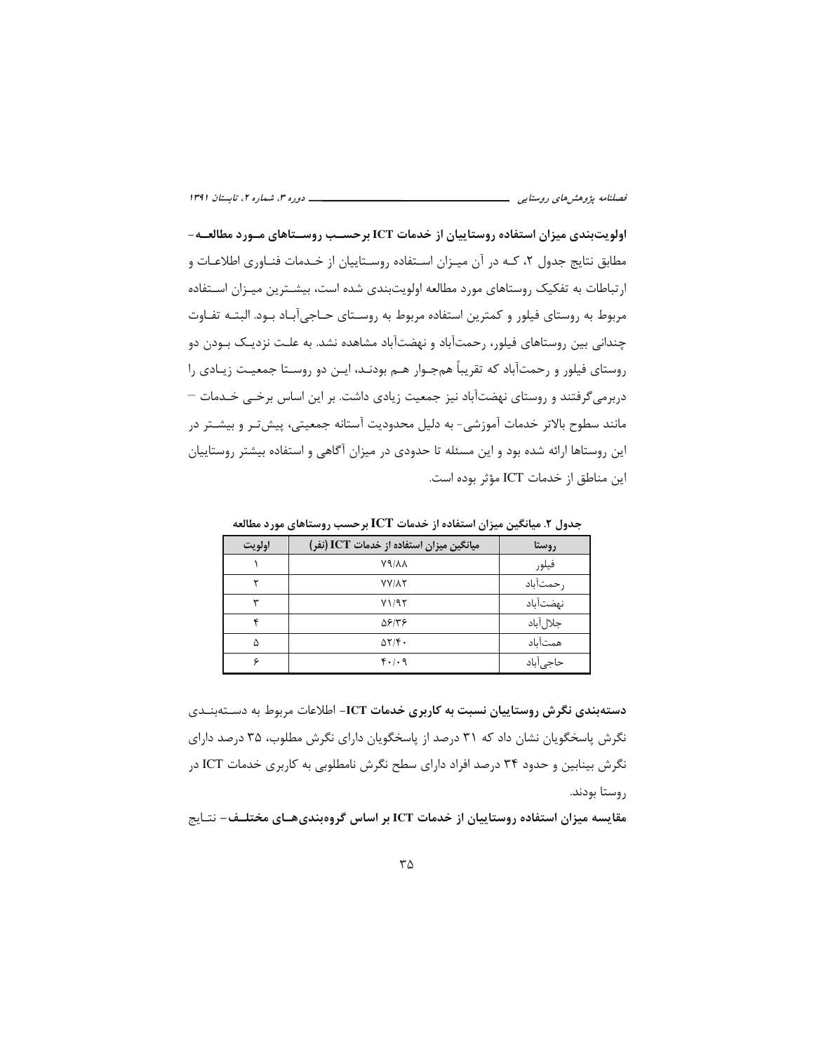**اولویت‌بندی میزان استفاده روستاییان از خدمات ICT برحسب روستاهای مورد مطالعه-** مطابق نتایج جدول ۲، که در آن میزان استفاده روستاییان از خدمات فناوری اطلاعات و ارتباطات به تفکیک روستاهای مورد مطالعه اولویت‌بندی شده است، بیشترین میزان استفاده مربوط به روستای فیلور و کمترین استفاده مربوط به روستای حاجی‌آباد بود. البته تفاوت چندانی بین روستاهای فیلور، رحمت‌آباد و نهضت‌آباد مشاهده نشد. به علت نزدیک بودن دو روستای فیلور و رحمت‌آباد که تقریباً هم‌جوار هم بودند، این دو روستا جمعیت زیادی را دربرمی‌گرفتند و روستای نهضت‌آباد نیز جمعیت زیادی داشت. بر این اساس برخی خدمات – مانند سطوح بالاتر خدمات آموزشی- به دلیل محدودیت آستانه جمعیتی، پیش‌تر و بیشتر در این روستاها ارائه شده بود و این مسئله تا حدودی در میزان آگاهی و استفاده بیشتر روستاییان این مناطق از خدمات ICT مؤثر بوده است.

**جدول ۲. میانگین میزان استفاده از خدمات ICT برحسب روستاهای مورد مطالعه**

| روستا | میانگین میزان استفاده از خدمات ICT (نفر) | اولویت |
|---|---|---|
| فیلور | ۷۹/۸۸ | ۱ |
| رحمت‌آباد | ۷۷/۸۲ | ۲ |
| نهضت‌آباد | ۷۱/۹۲ | ۳ |
| جلال‌آباد | ۵۶/۳۶ | ۴ |
| همت‌آباد | ۵۲/۴۰ | ۵ |
| حاجی‌آباد | ۴۰/۰۹ | ۶ |

**دسته‌بندی نگرش روستاییان نسبت به کاربری خدمات ICT-** اطلاعات مربوط به دسته‌بندی نگرش پاسخگویان نشان داد که ۳۱ درصد از پاسخگویان دارای نگرش مطلوب، ۳۵ درصد دارای نگرش بینابین و حدود ۳۴ درصد افراد دارای سطح نگرش نامطلوبی به کاربری خدمات ICT در روستا بودند.

**مقایسه میزان استفاده روستاییان از خدمات ICT بر اساس گروه‌بندی‌های مختلف-** نتایج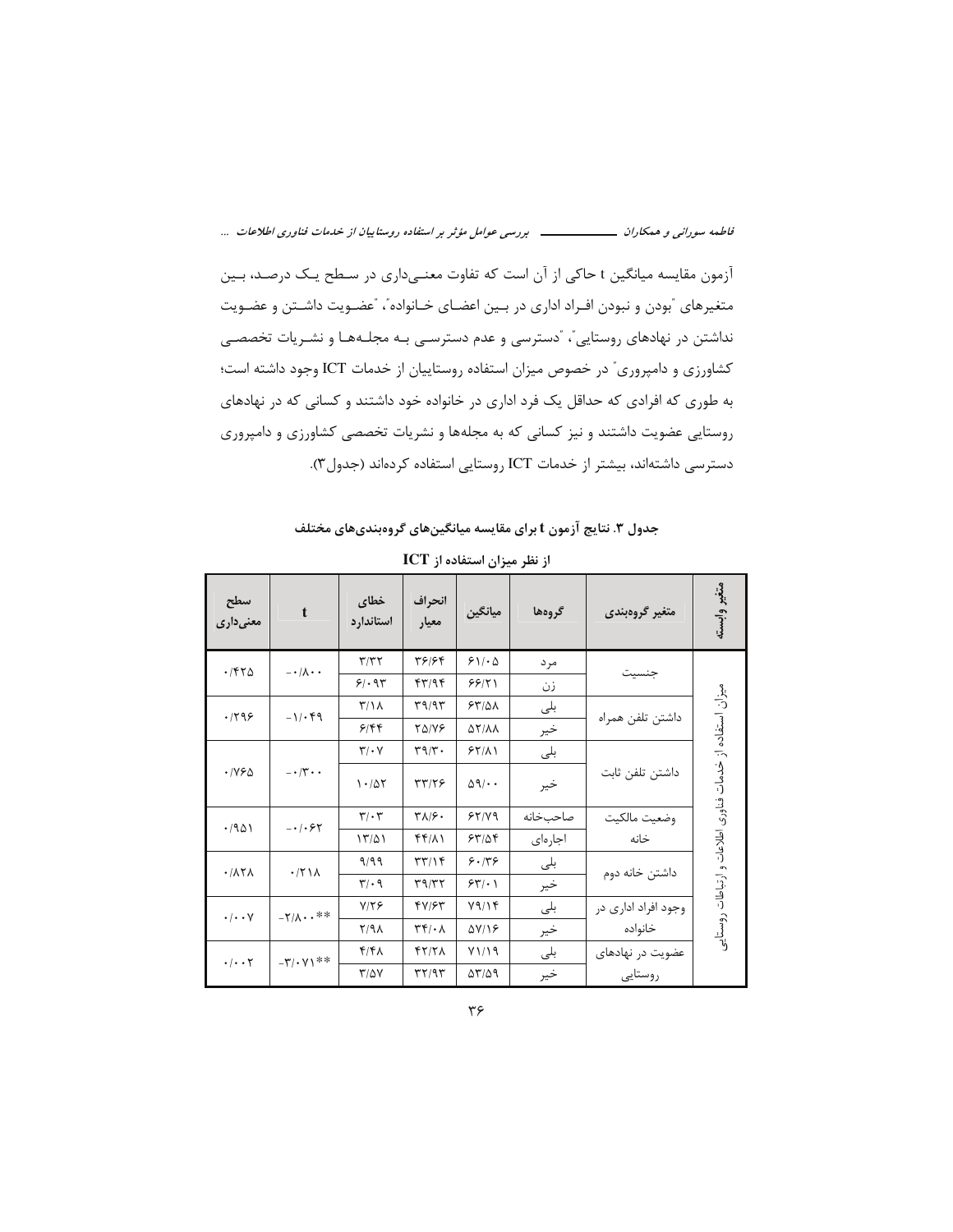آزمون مقایسه میانگین t حاکی از آن است که تفاوت معنی‌داری در سطح یک درصد، بین متغیرهای "بودن و نبودن افراد اداری در بین اعضای خانواده"، "عضویت داشتن و عضویت نداشتن در نهادهای روستایی"، "دسترسی و عدم دسترسی به مجله‌ها و نشریات تخصصی کشاورزی و دامپروری" در خصوص میزان استفاده روستاییان از خدمات ICT وجود داشته است؛ به طوری که افرادی که حداقل یک فرد اداری در خانواده خود داشتند و کسانی که در نهادهای روستایی عضویت داشتند و نیز کسانی که به مجله‌ها و نشریات تخصصی کشاورزی و دامپروری دسترسی داشته‌اند، بیشتر از خدمات ICT روستایی استفاده کرده‌اند (جدول ۳).

**جدول ۳. نتایج آزمون t برای مقایسه میانگین‌های گروه‌بندی‌های مختلف از نظر میزان استفاده از ICT**

| متغیر وابسته | متغیر گروه‌بندی | گروه‌ها | میانگین | انحراف معیار | خطای استاندارد | t | سطح معنی‌داری |
|---|---|---|---|---|---|---|---|
| میزان استفاده از خدمات فناوری اطلاعات و ارتباطات روستایی | جنسیت | مرد | ۶۱/۰۵ | ۳۶/۶۴ | ۳/۳۲ | -۰/۸۰۰ | ۰/۴۲۵ |
| | | زن | ۶۶/۲۱ | ۴۳/۹۴ | ۶/۰۹۳ | | |
| | داشتن تلفن همراه | بلی | ۶۳/۵۸ | ۳۹/۹۳ | ۳/۱۸ | -۱/۰۴۹ | ۰/۲۹۶ |
| | | خیر | ۵۲/۸۸ | ۲۵/۷۶ | ۶/۴۴ | | |
| | داشتن تلفن ثابت | بلی | ۶۲/۸۱ | ۳۹/۳۰ | ۳/۰۷ | -۰/۳۰۰ | ۰/۷۶۵ |
| | | خیر | ۵۹/۰۰ | ۳۳/۲۶ | ۱۰/۵۲ | | |
| | وضعیت مالکیت خانه | صاحب‌خانه | ۶۲/۷۹ | ۳۸/۶۰ | ۳/۰۳ | -۰/۰۶۲ | ۰/۹۵۱ |
| | | اجاره‌ای | ۶۳/۵۴ | ۴۴/۸۱ | ۱۳/۵۱ | | |
| | داشتن خانه دوم | بلی | ۶۰/۳۶ | ۳۳/۱۴ | ۹/۹۹ | ۰/۲۱۸ | ۰/۸۲۸ |
| | | خیر | ۶۳/۰۱ | ۳۹/۳۲ | ۳/۰۹ | | |
| | وجود افراد اداری در خانواده | بلی | ۷۹/۱۴ | ۴۷/۶۳ | ۷/۲۶ | -۲/۸۰۰** | ۰/۰۰۷ |
| | | خیر | ۵۷/۱۶ | ۳۴/۰۸ | ۲/۹۸ | | |
| | عضویت در نهادهای روستایی | بلی | ۷۱/۱۹ | ۴۲/۲۸ | ۴/۴۸ | -۳/۰۷۱** | ۰/۰۰۲ |
| | | خیر | ۵۳/۵۹ | ۳۲/۹۳ | ۳/۵۷ | | |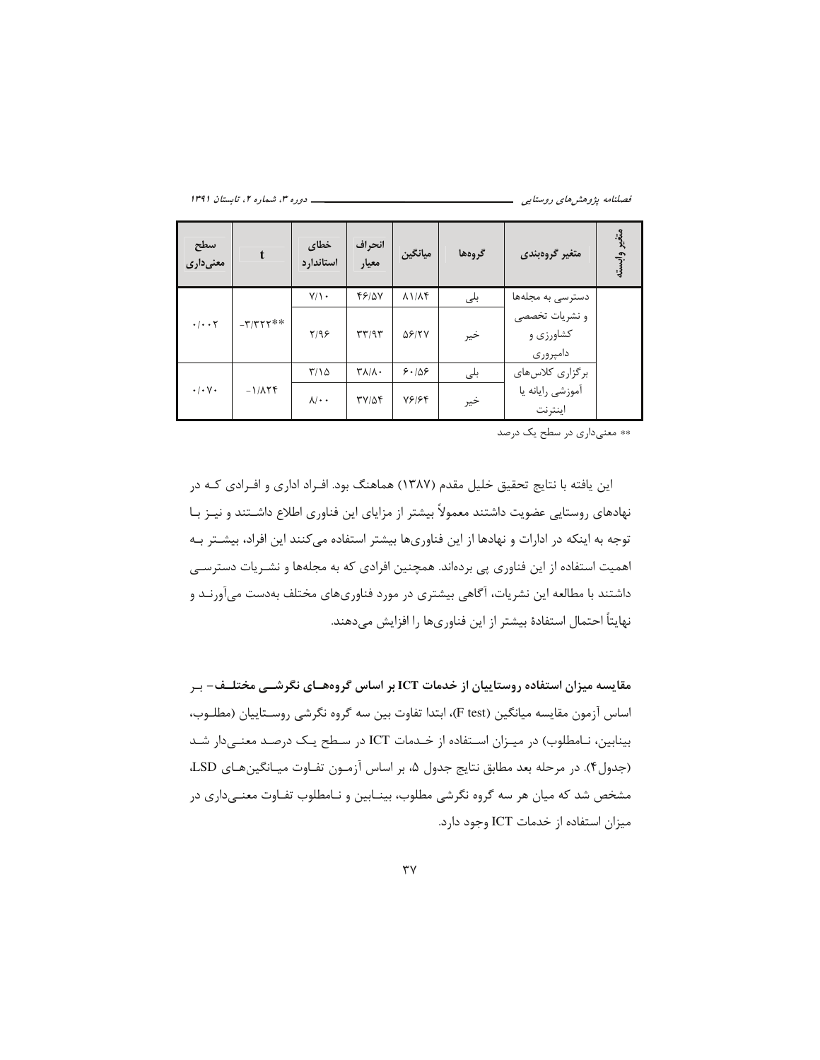| متغیر وابسته | متغیر گروه‌بندی | گروه‌ها | میانگین | انحراف معیار | خطای استاندارد | t | سطح معنی‌داری |
|---|---|---|---|---|---|---|---|
| | دسترسی به مجله‌ها و نشریات تخصصی کشاورزی و دامپروری | بلی | ۸۱/۸۴ | ۴۶/۵۷ | ۷/۱۰ | -۳/۳۲۲** | ۰/۰۰۲ |
| | | خیر | ۵۶/۲۷ | ۳۳/۹۳ | ۲/۹۶ | | |
| | برگزاری کلاس‌های آموزشی رایانه یا اینترنت | بلی | ۶۰/۵۶ | ۳۸/۸۰ | ۳/۱۵ | -۱/۸۲۴ | ۰/۰۷۰ |
| | | خیر | ۷۶/۶۴ | ۳۷/۵۴ | ۸/۰۰ | | |

** معنی‌داری در سطح یک درصد

این یافته با نتایج تحقیق خلیل مقدم (۱۳۸۷) هماهنگ بود. افراد اداری و افرادی که در نهادهای روستایی عضویت داشتند معمولاً بیشتر از مزایای این فناوری اطلاع داشتند و نیز با توجه به اینکه در ادارات و نهادها از این فناوری‌ها بیشتر استفاده می‌کنند این افراد، بیشتر به اهمیت استفاده از این فناوری پی برده‌اند. همچنین افرادی که به مجله‌ها و نشریات دسترسی داشتند با مطالعه این نشریات، آگاهی بیشتری در مورد فناوری‌های مختلف به‌دست می‌آورند و نهایتاً احتمال استفادهٔ بیشتر از این فناوری‌ها را افزایش می‌دهند.

**مقایسه میزان استفاده روستاییان از خدمات ICT بر اساس گروه‌های نگرشی مختلف-** بر اساس آزمون مقایسه میانگین (F test)، ابتدا تفاوت بین سه گروه نگرشی روستاییان (مطلوب، بینابین، نامطلوب) در میزان استفاده از خدمات ICT در سطح یک درصد معنی‌دار شد (جدول۴). در مرحله بعد مطابق نتایج جدول ۵، بر اساس آزمون تفاوت میانگین‌های LSD، مشخص شد که میان هر سه گروه نگرشی مطلوب، بینابین و نامطلوب تفاوت معنی‌داری در میزان استفاده از خدمات ICT وجود دارد.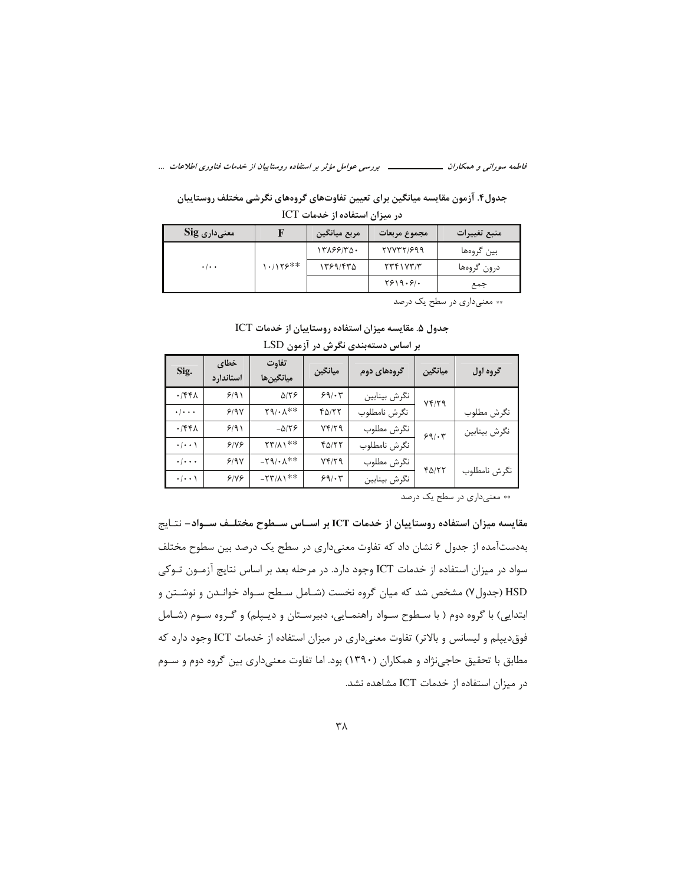**جدول۴. آزمون مقایسه میانگین برای تعیین تفاوت‌های گروه‌های نگرشی مختلف روستاییان در میزان استفاده از خدمات ICT**

| منبع تغییرات | مجموع مربعات | مربع میانگین | F | معنی‌داری Sig |
|---|---|---|---|---|
| بین گروه‌ها | ۲۷۷۳۲/۶۹۹ | ۱۳۸۶۶/۳۵۰ | ۱۰/۱۲۶** | ۰/۰۰ |
| درون گروه‌ها | ۲۳۴۱۷۳/۳ | ۱۳۶۹/۴۳۵ | | |
| جمع | ۲۶۱۹۰۶/۰ | | | |

** معنی‌داری در سطح یک درصد

**جدول ۵. مقایسه میزان استفاده روستاییان از خدمات ICT بر اساس دسته‌بندی نگرش در آزمون LSD**

| گروه اول | میانگین | گروه‌های دوم | میانگین | تفاوت میانگین‌ها | خطای استاندارد | Sig. |
|---|---|---|---|---|---|---|
| نگرش مطلوب | ۷۴/۲۹ | نگرش بینابین | ۶۹/۰۳ | ۵/۲۶ | ۶/۹۱ | ۰/۴۴۸ |
| | | نگرش نامطلوب | ۴۵/۲۲ | ۲۹/۰۸** | ۶/۹۷ | ۰/۰۰۰ |
| نگرش بینابین | ۶۹/۰۳ | نگرش مطلوب | ۷۴/۲۹ | -۵/۲۶ | ۶/۹۱ | ۰/۴۴۸ |
| | | نگرش نامطلوب | ۴۵/۲۲ | ۲۳/۸۱** | ۶/۷۶ | ۰/۰۰۱ |
| نگرش نامطلوب | ۴۵/۲۲ | نگرش مطلوب | ۷۴/۲۹ | -۲۹/۰۸** | ۶/۹۷ | ۰/۰۰۰ |
| | | نگرش بینابین | ۶۹/۰۳ | -۲۳/۸۱** | ۶/۷۶ | ۰/۰۰۱ |

** معنی‌داری در سطح یک درصد

**مقایسه میزان استفاده روستاییان از خدمات ICT بر اساس سطوح مختلف سواد**- نتایج به‌دست‌آمده از جدول ۶ نشان داد که تفاوت معنی‌داری در سطح یک درصد بین سطوح مختلف سواد در میزان استفاده از خدمات ICT وجود دارد. در مرحله بعد بر اساس نتایج آزمون توکی HSD (جدول۷) مشخص شد که میان گروه نخست (شامل سطح سواد خواندن و نوشتن و ابتدایی) با گروه دوم ( با سطوح سواد راهنمایی، دبیرستان و دیپلم) و گروه سوم (شامل فوق‌دیپلم و لیسانس و بالاتر) تفاوت معنی‌داری در میزان استفاده از خدمات ICT وجود دارد که مطابق با تحقیق حاجی‌نژاد و همکاران (۱۳۹۰) بود. اما تفاوت معنی‌داری بین گروه دوم و سوم در میزان استفاده از خدمات ICT مشاهده نشد.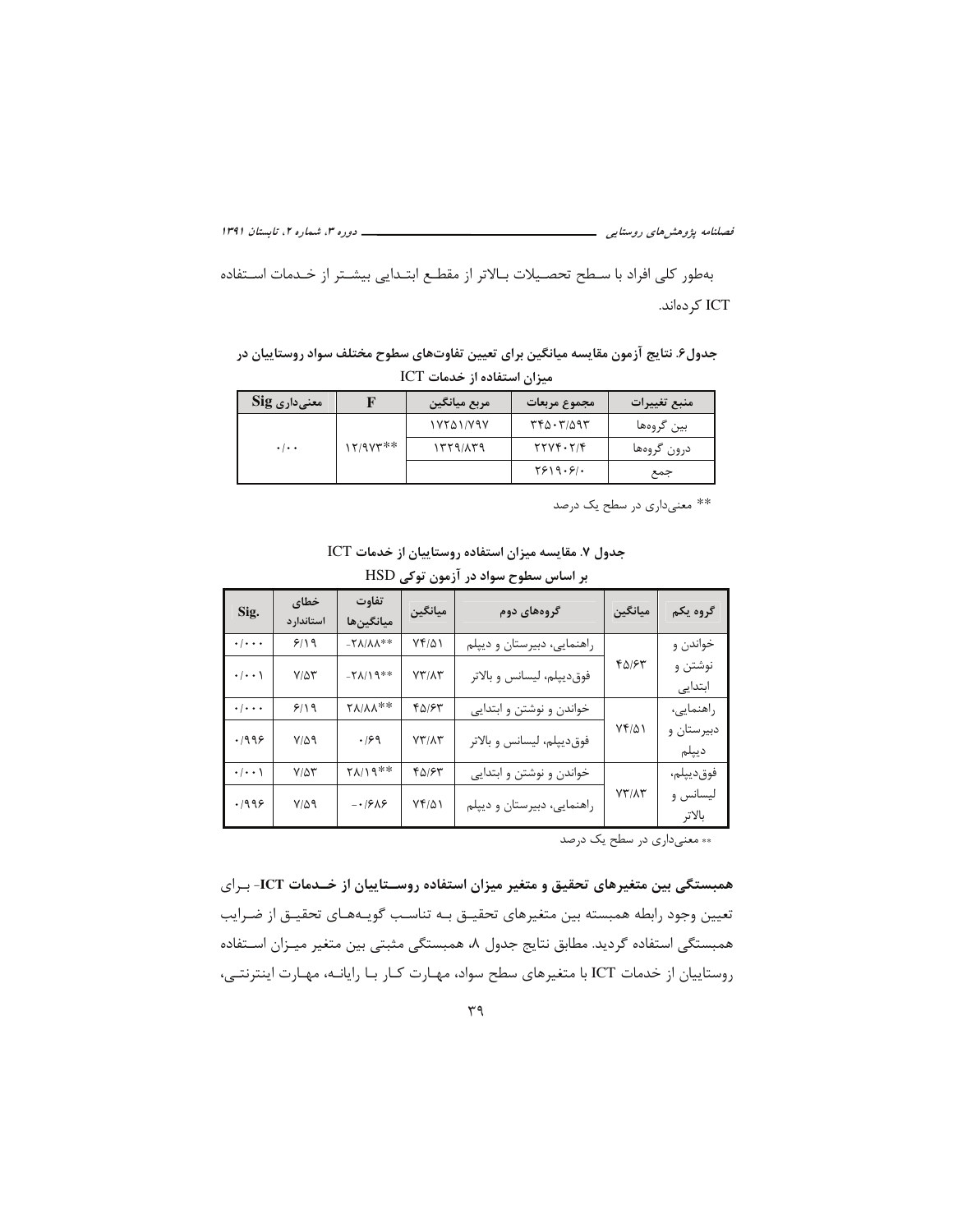به‌طور کلی افراد با سطح تحصیلات بالاتر از مقطع ابتدایی بیشتر از خدمات استفاده ICT کرده‌اند.

**جدول۶. نتایج آزمون مقایسه میانگین برای تعیین تفاوت‌های سطوح مختلف سواد روستاییان در میزان استفاده از خدمات ICT**

| منبع تغییرات | مجموع مربعات | مربع میانگین | F | معنی‌داری Sig |
|---|---|---|---|---|
| بین گروه‌ها | ۳۴۵۰۳/۵۹۳ | ۱۷۲۵۱/۷۹۷ | ۱۲/۹۷۳** | ۰/۰۰ |
| درون گروه‌ها | ۲۲۷۴۰۲/۴ | ۱۳۲۹/۸۳۹ | | |
| جمع | ۲۶۱۹۰۶/۰ | | | |

** معنی‌داری در سطح یک درصد

**جدول ۷. مقایسه میزان استفاده روستاییان از خدمات ICT بر اساس سطوح سواد در آزمون توکی HSD**

| گروه یکم | میانگین | گروه‌های دوم | میانگین | تفاوت میانگین‌ها | خطای استاندارد | Sig. |
|---|---|---|---|---|---|---|
| خواندن و نوشتن و ابتدایی | ۴۵/۶۳ | راهنمایی، دبیرستان و دیپلم | ۷۴/۵۱ | -۲۸/۸۸** | ۶/۱۹ | ۰/۰۰۰ |
| | | فوق‌دیپلم، لیسانس و بالاتر | ۷۳/۸۳ | -۲۸/۱۹** | ۷/۵۳ | ۰/۰۰۱ |
| راهنمایی، دبیرستان و دیپلم | ۷۴/۵۱ | خواندن و نوشتن و ابتدایی | ۴۵/۶۳ | ۲۸/۸۸** | ۶/۱۹ | ۰/۰۰۰ |
| | | فوق‌دیپلم، لیسانس و بالاتر | ۷۳/۸۳ | ۰/۶۹ | ۷/۵۹ | ۰/۹۹۶ |
| فوق‌دیپلم، لیسانس و بالاتر | ۷۳/۸۳ | خواندن و نوشتن و ابتدایی | ۴۵/۶۳ | ۲۸/۱۹** | ۷/۵۳ | ۰/۰۰۱ |
| | | راهنمایی، دبیرستان و دیپلم | ۷۴/۵۱ | -۰/۶۸۶ | ۷/۵۹ | ۰/۹۹۶ |

** معنی‌داری در سطح یک درصد

**همبستگی بین متغیرهای تحقیق و متغیر میزان استفاده روستاییان از خدمات ICT**- برای تعیین وجود رابطه همبسته بین متغیرهای تحقیق به تناسب گویه‌های تحقیق از ضرایب همبستگی استفاده گردید. مطابق نتایج جدول ۸، همبستگی مثبتی بین متغیر میزان استفاده روستاییان از خدمات ICT با متغیرهای سطح سواد، مهارت کار با رایانه، مهارت اینترنتی،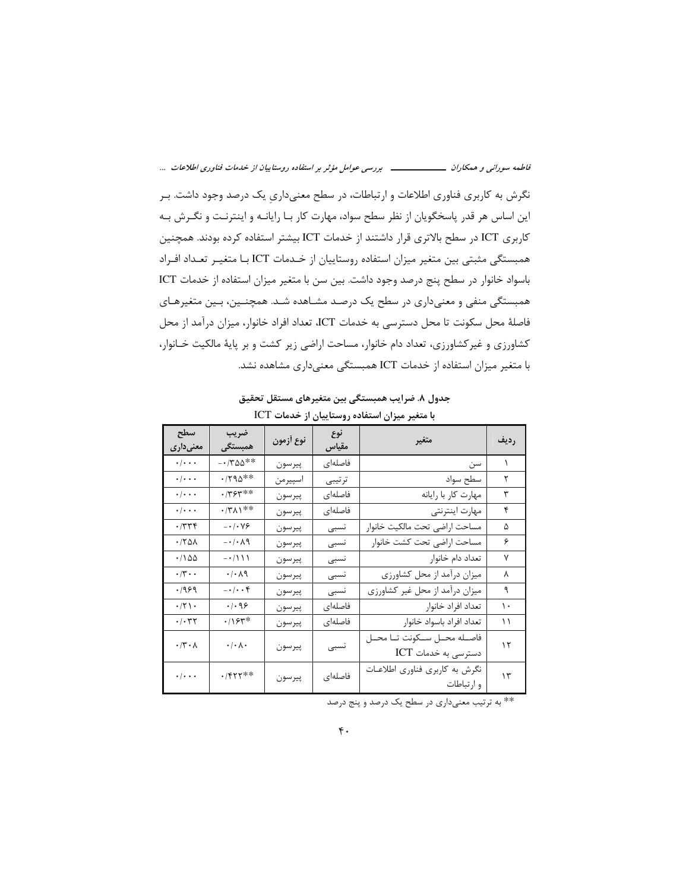نگرش به کاربری فناوری اطلاعات و ارتباطات، در سطح معنی‌داریِ یک درصد وجود داشت. بر این اساس هر قدر پاسخگویان از نظر سطح سواد، مهارت کار با رایانه و اینترنت و نگرش به کاربری ICT در سطح بالاتری قرار داشتند از خدمات ICT بیشتر استفاده کرده بودند. همچنین همبستگی مثبتی بین متغیر میزان استفاده روستاییان از خدمات ICT با متغیر تعداد افراد باسواد خانوار در سطح پنج درصد وجود داشت. بین سن با متغیر میزان استفاده از خدمات ICT همبستگی منفی و معنی‌داری در سطح یک درصد مشاهده شد. همچنین، بین متغیرهای فاصلهٔ محل سکونت تا محل دسترسی به خدمات ICT، تعداد افراد خانوار، میزان درآمد از محل کشاورزی و غیرکشاورزی، تعداد دام خانوار، مساحت اراضی زیر کشت و بر پایهٔ مالکیت خانوار، با متغیر میزان استفاده از خدمات ICT همبستگی معنی‌داری مشاهده نشد.

**جدول ۸. ضرایب همبستگی بین متغیرهای مستقل تحقیق با متغیر میزان استفاده روستاییان از خدمات ICT**

| ردیف | متغیر | نوع مقیاس | نوع آزمون | ضریب همبستگی | سطح معنی‌داری |
|---|---|---|---|---|---|
| ۱ | سن | فاصله‌ای | پیرسون | \*\*۰/۳۵۵- | ۰/۰۰۰ |
| ۲ | سطح سواد | ترتیبی | اسپیرمن | \*\*۰/۲۹۵ | ۰/۰۰۰ |
| ۳ | مهارت کار با رایانه | فاصله‌ای | پیرسون | \*\*۰/۳۶۳ | ۰/۰۰۰ |
| ۴ | مهارت اینترنتی | فاصله‌ای | پیرسون | \*\*۰/۳۸۱ | ۰/۰۰۰ |
| ۵ | مساحت اراضی تحت مالکیت خانوار | نسبی | پیرسون | ۰/۰۷۶- | ۰/۳۳۴ |
| ۶ | مساحت اراضی تحت کشت خانوار | نسبی | پیرسون | ۰/۰۸۹- | ۰/۲۵۸ |
| ۷ | تعداد دام خانوار | نسبی | پیرسون | ۰/۱۱۱- | ۰/۱۵۵ |
| ۸ | میزان درآمد از محل کشاورزی | نسبی | پیرسون | ۰/۰۸۹ | ۰/۳۰۰ |
| ۹ | میزان درآمد از محل غیر کشاورزی | نسبی | پیرسون | ۰/۰۰۴- | ۰/۹۶۹ |
| ۱۰ | تعداد افراد خانوار | فاصله‌ای | پیرسون | ۰/۰۹۶ | ۰/۲۱۰ |
| ۱۱ | تعداد افراد باسواد خانوار | فاصله‌ای | پیرسون | \*۰/۱۶۳ | ۰/۰۳۲ |
| ۱۲ | فاصله محل سکونت تا محل دسترسی به خدمات ICT | نسبی | پیرسون | ۰/۰۸۰ | ۰/۳۰۸ |
| ۱۳ | نگرش به کاربری فناوری اطلاعات و ارتباطات | فاصله‌ای | پیرسون | \*\*۰/۴۲۲ | ۰/۰۰۰ |

** به ترتیب معنی‌داری در سطح یک درصد و پنج درصد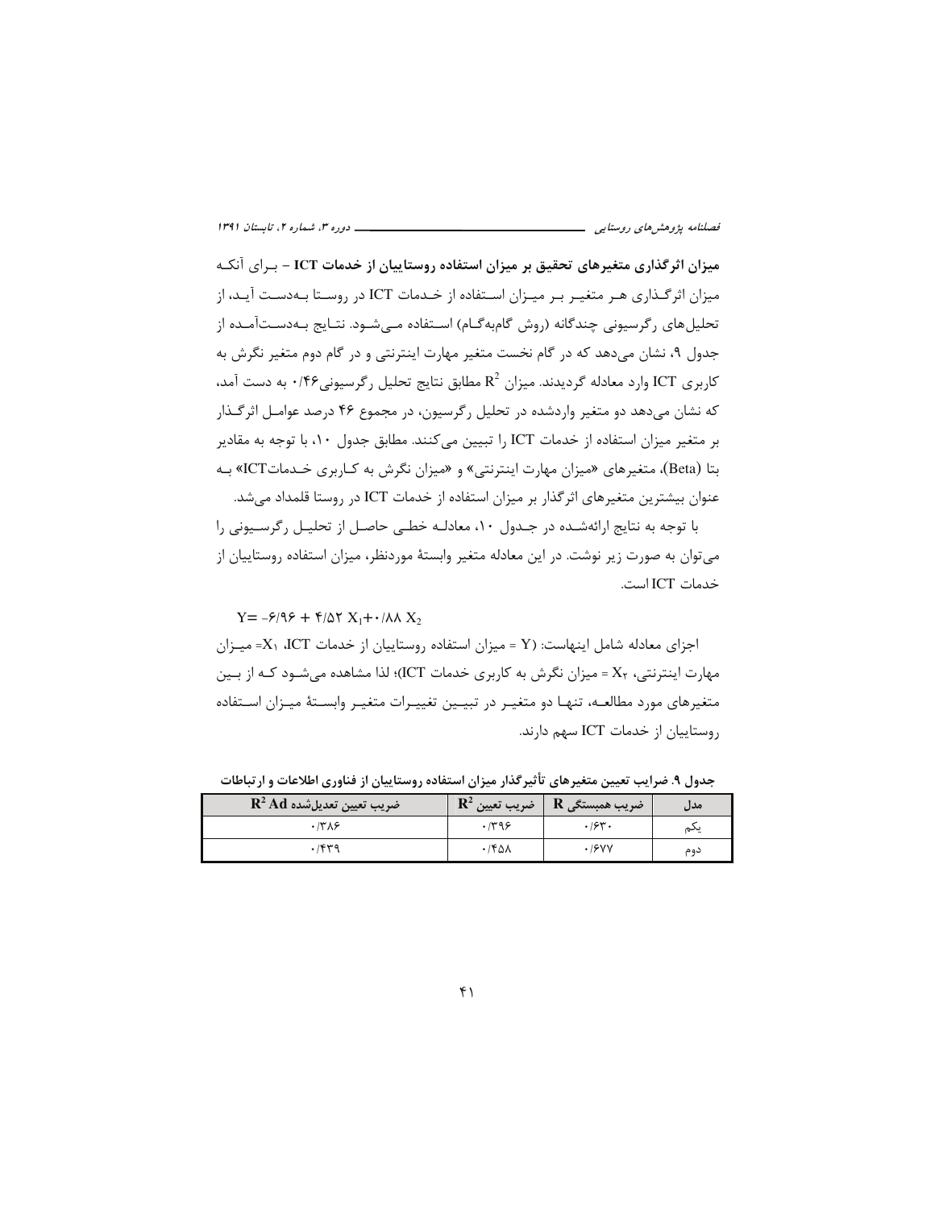**میزان اثرگذاری متغیرهای تحقیق بر میزان استفاده روستاییان از خدمات ICT** – برای آنکه میزان اثرگذاری هر متغیر بر میزان استفاده از خدمات ICT در روستا به‌دست آید، از تحلیل‌های رگرسیونی چندگانه (روش گام‌به‌گام) استفاده می‌شود. نتایج به‌دست‌آمده از جدول ۹، نشان می‌دهد که در گام نخست متغیر مهارت اینترنتی و در گام دوم متغیر نگرش به کاربری ICT وارد معادله گردیدند. میزان $R^2$ مطابق نتایج تحلیل رگرسیونی ۰/۴۶ به دست آمد، که نشان می‌دهد دو متغیر واردشده در تحلیل رگرسیون، در مجموع ۴۶ درصد عوامل اثرگذار بر متغیر میزان استفاده از خدمات ICT را تبیین می‌کنند. مطابق جدول ۱۰، با توجه به مقادیر بتا (Beta)، متغیرهای «میزان مهارت اینترنتی» و «میزان نگرش به کاربری خدماتICT» به عنوان بیشترین متغیرهای اثرگذار بر میزان استفاده از خدمات ICT در روستا قلمداد می‌شد.

با توجه به نتایج ارائه‌شده در جدول ۱۰، معادله خطی حاصل از تحلیل رگرسیونی را می‌توان به صورت زیر نوشت. در این معادله متغیر وابستهٔ موردنظر، میزان استفاده روستاییان از خدمات ICT است.

$$Y = -6/96 + 4/52\, X_1 + 0/88\, X_2$$

اجزای معادله شامل اینهاست: (Y = میزان استفاده روستاییان از خدمات ICT، $X_1$= میزان مهارت اینترنتی، $X_2$ = میزان نگرش به کاربری خدمات ICT)؛ لذا مشاهده می‌شود که از بین متغیرهای مورد مطالعه، تنها دو متغیر در تبیین تغییرات متغیر وابستهٔ میزان استفاده روستاییان از خدمات ICT سهم دارند.

**جدول ۹. ضرایب تعیین متغیرهای تأثیرگذار میزان استفاده روستاییان از فناوری اطلاعات و ارتباطات**

| مدل | ضریب همبستگی R | ضریب تعیین $R^2$ | ضریب تعیین تعدیل‌شده $R^2$ Ad |
|---|---|---|---|
| یکم | ۰/۶۳۰ | ۰/۳۹۶ | ۰/۳۸۶ |
| دوم | ۰/۶۷۷ | ۰/۴۵۸ | ۰/۴۳۹ |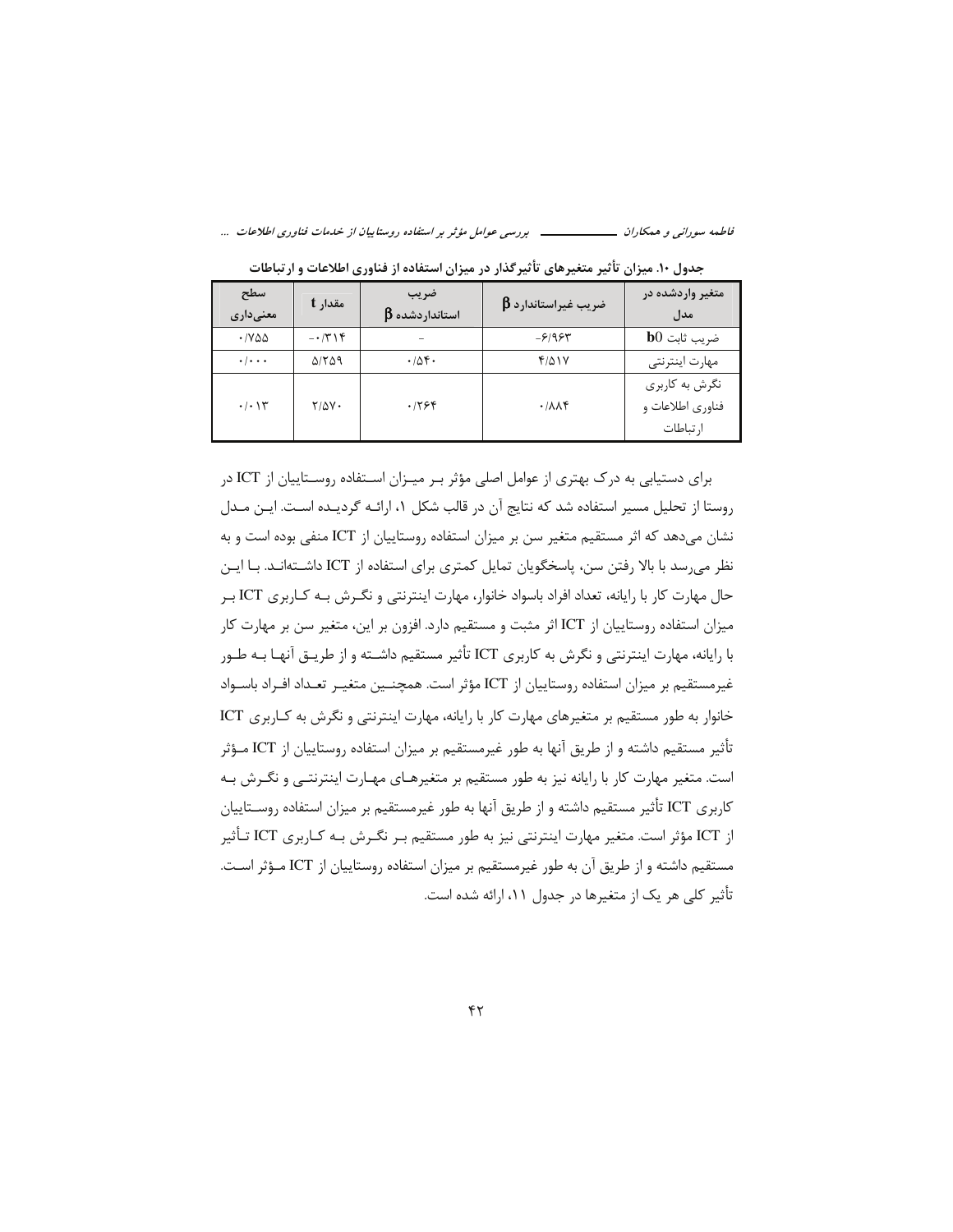جدول ۱۰. میزان تأثیر متغیرهای تأثیرگذار در میزان استفاده از فناوری اطلاعات و ارتباطات

| متغیر واردشده در مدل | ضریب غیراستاندارد $\beta$ | ضریب استانداردشده $\beta$ | مقدار t | سطح معنی‌داری |
| --- | --- | --- | --- | --- |
| ضریب ثابت b0 | -۶/۹۶۳ | - | -۰/۳۱۴ | ۰/۷۵۵ |
| مهارت اینترنتی | ۴/۵۱۷ | ۰/۵۴۰ | ۵/۲۵۹ | ۰/۰۰۰ |
| نگرش به کاربری فناوری اطلاعات و ارتباطات | ۰/۸۸۴ | ۰/۲۶۴ | ۲/۵۷۰ | ۰/۰۱۳ |

برای دستیابی به درک بهتری از عوامل اصلی مؤثر بر میزان استفاده روستاییان از ICT در روستا از تحلیل مسیر استفاده شد که نتایج آن در قالب شکل ۱، ارائه گردیده است. این مدل نشان می‌دهد که اثر مستقیم متغیر سن بر میزان استفاده روستاییان از ICT منفی بوده است و به نظر می‌رسد با بالا رفتن سن، پاسخگویان تمایل کمتری برای استفاده از ICT داشته‌اند. با این حال مهارت کار با رایانه، تعداد افراد باسواد خانوار، مهارت اینترنتی و نگرش به کاربری ICT بر میزان استفاده روستاییان از ICT اثر مثبت و مستقیم دارد. افزون بر این، متغیر سن بر مهارت کار با رایانه، مهارت اینترنتی و نگرش به کاربری ICT تأثیر مستقیم داشته و از طریق آنها به طور غیرمستقیم بر میزان استفاده روستاییان از ICT مؤثر است. همچنین متغیر تعداد افراد باسواد خانوار به طور مستقیم بر متغیرهای مهارت کار با رایانه، مهارت اینترنتی و نگرش به کاربری ICT تأثیر مستقیم داشته و از طریق آنها به طور غیرمستقیم بر میزان استفاده روستاییان از ICT مؤثر است. متغیر مهارت کار با رایانه نیز به طور مستقیم بر متغیرهای مهارت اینترنتی و نگرش به کاربری ICT تأثیر مستقیم داشته و از طریق آنها به طور غیرمستقیم بر میزان استفاده روستاییان از ICT مؤثر است. متغیر مهارت اینترنتی نیز به طور مستقیم بر نگرش به کاربری ICT تأثیر مستقیم داشته و از طریق آن به طور غیرمستقیم بر میزان استفاده روستاییان از ICT مؤثر است. تأثیر کلی هر یک از متغیرها در جدول ۱۱، ارائه شده است.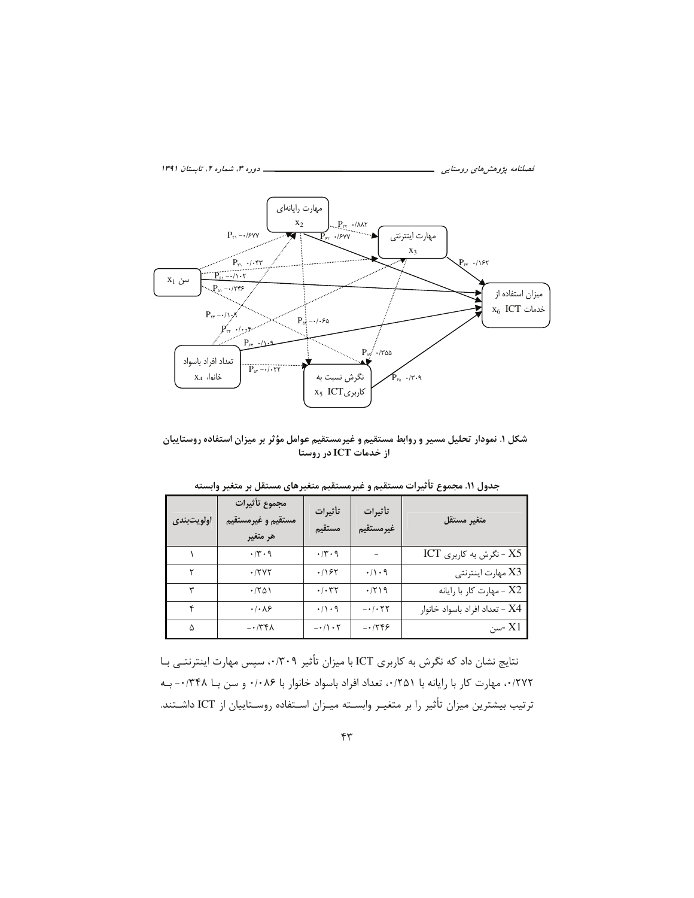شکل ۱. نمودار تحلیل مسیر و روابط مستقیم و غیرمستقیم عوامل مؤثر بر میزان استفاده روستاییان از خدمات ICT در روستا

جدول ۱۱. مجموع تأثیرات مستقیم و غیرمستقیم متغیرهای مستقل بر متغیر وابسته

| متغیر مستقل | تأثیرات غیرمستقیم | تأثیرات مستقیم | مجموع تأثیرات مستقیم و غیرمستقیم هر متغیر | اولویت‌بندی |
|---|---|---|---|---|
| X5 - نگرش به کاربری ICT | - | ۰/۳۰۹ | ۰/۳۰۹ | ۱ |
| X3 مهارت اینترنتی | ۰/۱۰۹ | ۰/۱۶۳ | ۰/۲۷۲ | ۲ |
| X2 - مهارت کار با رایانه | ۰/۲۱۹ | ۰/۰۳۲ | ۰/۲۵۱ | ۳ |
| X4 - تعداد افراد باسواد خانوار | -۰/۰۲۳ | ۰/۱۰۹ | ۰/۰۸۶ | ۴ |
| X1 -سن | -۰/۲۴۶ | -۰/۱۰۲ | -۰/۳۴۸ | ۵ |

نتایج نشان داد که نگرش به کاربری ICT با میزان تأثیر ۰/۳۰۹، سپس مهارت اینترنتی با ۰/۲۷۲، مهارت کار با رایانه با ۰/۲۵۱، تعداد افراد باسواد خانوار با ۰/۰۸۶ و سن با ۰/۳۴۸- به ترتیب بیشترین میزان تأثیر را بر متغیر وابسته میزان استفاده روستاییان از ICT داشتند.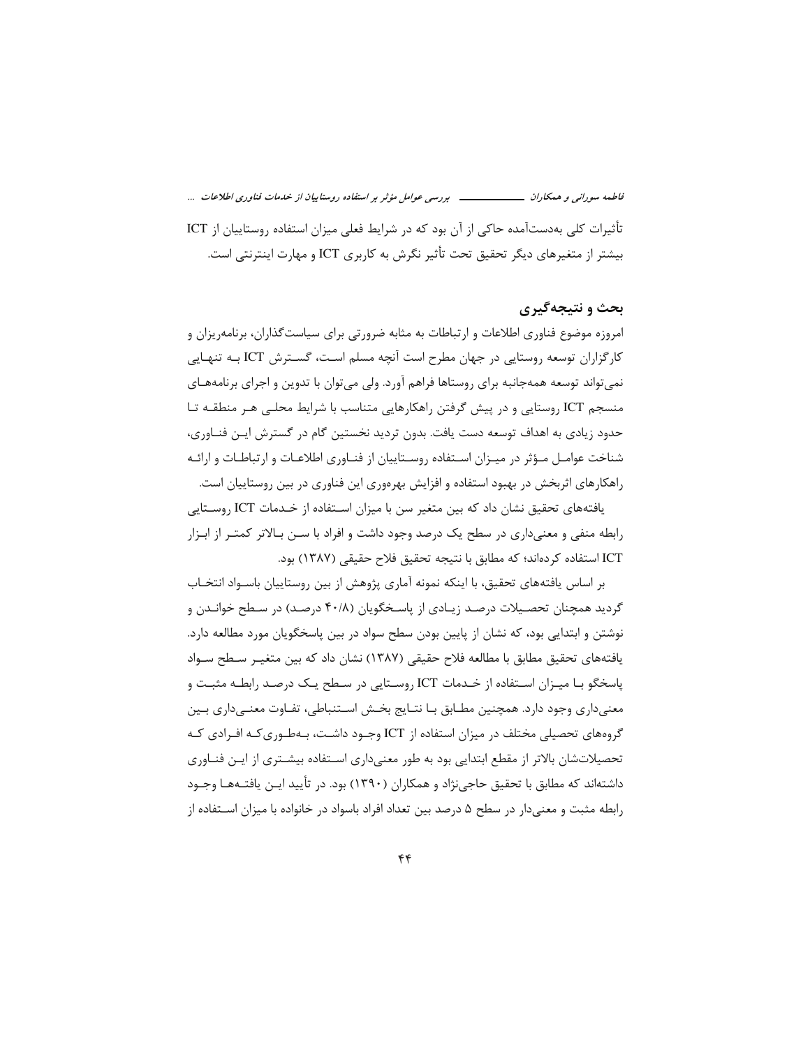تأثیرات کلی به‌دست‌آمده حاکی از آن بود که در شرایط فعلی میزان استفاده روستاییان از ICT بیشتر از متغیرهای دیگر تحقیق تحت تأثیر نگرش به کاربری ICT و مهارت اینترنتی است.

## بحث و نتیجه‌گیری

امروزه موضوع فناوری اطلاعات و ارتباطات به مثابه ضرورتی برای سیاست‌گذاران، برنامه‌ریزان و کارگزاران توسعه روستایی در جهان مطرح است آنچه مسلم است، گسترش ICT به تنهایی نمی‌تواند توسعه همه‌جانبه برای روستاها فراهم آورد. ولی می‌توان با تدوین و اجرای برنامه‌های منسجم ICT روستایی و در پیش گرفتن راهکارهایی متناسب با شرایط محلی هر منطقه تا حدود زیادی به اهداف توسعه دست یافت. بدون تردید نخستین گام در گسترش این فناوری، شناخت عوامل مؤثر در میزان استفاده روستاییان از فناوری اطلاعات و ارتباطات و ارائه راهکارهای اثربخش در بهبود استفاده و افزایش بهره‌وری این فناوری در بین روستاییان است.

یافته‌های تحقیق نشان داد که بین متغیر سن با میزان استفاده از خدمات ICT روستایی رابطه منفی و معنی‌داری در سطح یک درصد وجود داشت و افراد با سن بالاتر کمتر از ابزار ICT استفاده کرده‌اند؛ که مطابق با نتیجه تحقیق فلاح حقیقی (۱۳۸۷) بود.

بر اساس یافته‌های تحقیق، با اینکه نمونه آماری پژوهش از بین روستاییان باسواد انتخاب گردید همچنان تحصیلات درصد زیادی از پاسخگویان (۴۰/۸ درصد) در سطح خواندن و نوشتن و ابتدایی بود، که نشان از پایین بودن سطح سواد در بین پاسخگویان مورد مطالعه دارد. یافته‌های تحقیق مطابق با مطالعه فلاح حقیقی (۱۳۸۷) نشان داد که بین متغیر سطح سواد پاسخگو با میزان استفاده از خدمات ICT روستایی در سطح یک درصد رابطه مثبت و معنی‌داری وجود دارد. همچنین مطابق با نتایج بخش استنباطی، تفاوت معنی‌داری بین گروه‌های تحصیلی مختلف در میزان استفاده از ICT وجود داشت، به‌طوری‌که افرادی که تحصیلات‌شان بالاتر از مقطع ابتدایی بود به طور معنی‌داری استفاده بیشتری از این فناوری داشته‌اند که مطابق با تحقیق حاجی‌نژاد و همکاران (۱۳۹۰) بود. در تأیید این یافته‌ها وجود رابطه مثبت و معنی‌دار در سطح ۵ درصد بین تعداد افراد باسواد در خانواده با میزان استفاده از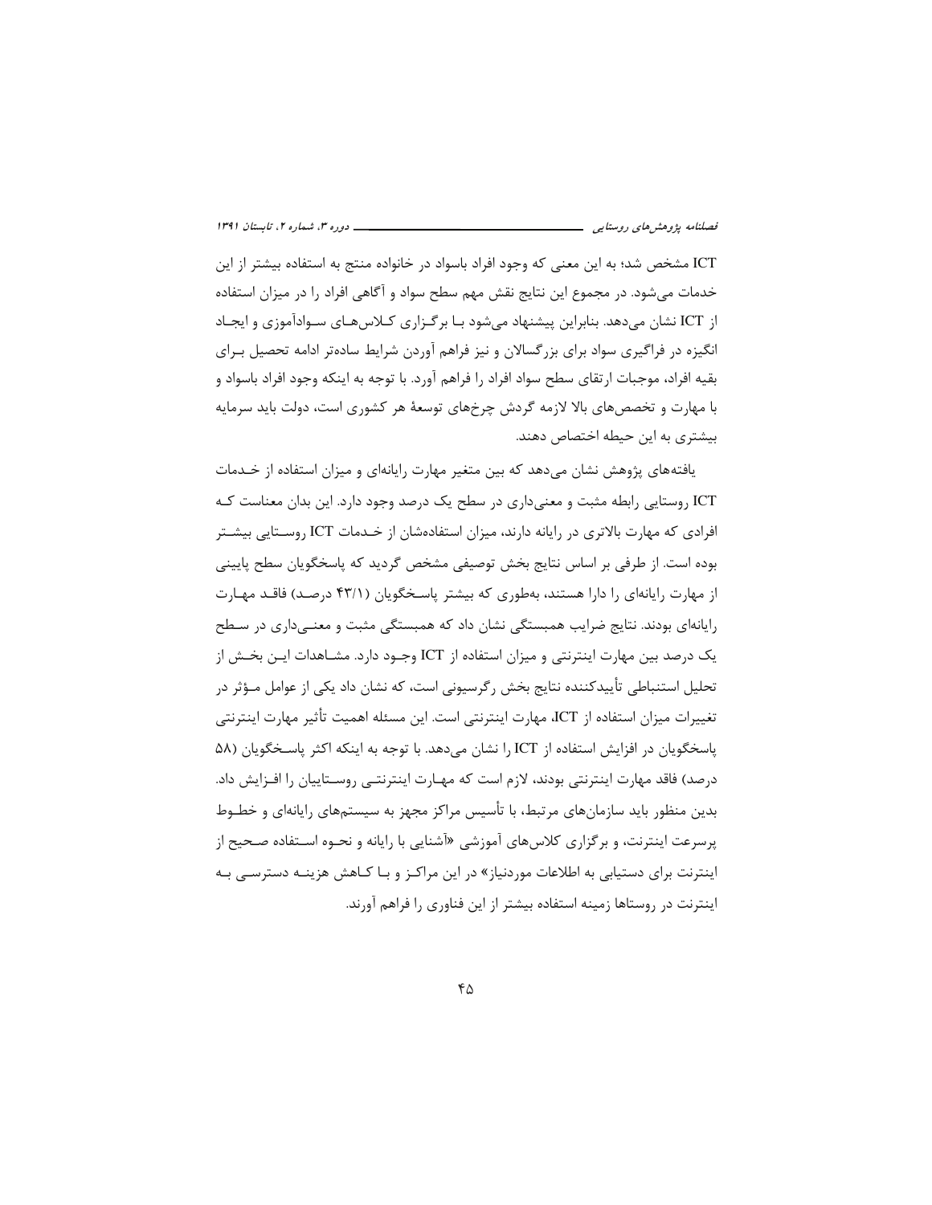ICT مشخص شد؛ به این معنی که وجود افراد باسواد در خانواده منتج به استفاده بیشتر از این خدمات می‌شود. در مجموع این نتایج نقش مهم سطح سواد و آگاهی افراد را در میزان استفاده از ICT نشان می‌دهد. بنابراین پیشنهاد می‌شود با برگزاری کلاس‌های سوادآموزی و ایجاد انگیزه در فراگیری سواد برای بزرگسالان و نیز فراهم آوردن شرایط ساده‌تر ادامه تحصیل برای بقیه افراد، موجبات ارتقای سطح سواد افراد را فراهم آورد. با توجه به اینکه وجود افراد باسواد و با مهارت و تخصص‌های بالا لازمه گردش چرخ‌های توسعهٔ هر کشوری است، دولت باید سرمایه بیشتری به این حیطه اختصاص دهند.

یافته‌های پژوهش نشان می‌دهد که بین متغیر مهارت رایانه‌ای و میزان استفاده از خدمات ICT روستایی رابطه مثبت و معنی‌داری در سطح یک درصد وجود دارد. این بدان معناست که افرادی که مهارت بالاتری در رایانه دارند، میزان استفاده‌شان از خدمات ICT روستایی بیشتر بوده است. از طرفی بر اساس نتایج بخش توصیفی مشخص گردید که پاسخگویان سطح پایینی از مهارت رایانه‌ای را دارا هستند، به‌طوری که بیشتر پاسخگویان (۴۳/۱ درصد) فاقد مهارت رایانه‌ای بودند. نتایج ضرایب همبستگی نشان داد که همبستگی مثبت و معنی‌داری در سطح یک درصد بین مهارت اینترنتی و میزان استفاده از ICT وجود دارد. مشاهدات این بخش از تحلیل استنباطی تأییدکننده نتایج بخش رگرسیونی است، که نشان داد یکی از عوامل مؤثر در تغییرات میزان استفاده از ICT، مهارت اینترنتی است. این مسئله اهمیت تأثیر مهارت اینترنتی پاسخگویان در افزایش استفاده از ICT را نشان می‌دهد. با توجه به اینکه اکثر پاسخگویان (۵۸ درصد) فاقد مهارت اینترنتی بودند، لازم است که مهارت اینترنتی روستاییان را افزایش داد. بدین منظور باید سازمان‌های مرتبط، با تأسیس مراکز مجهز به سیستم‌های رایانه‌ای و خطوط پرسرعت اینترنت، و برگزاری کلاس‌های آموزشی «آشنایی با رایانه و نحوه استفاده صحیح از اینترنت برای دستیابی به اطلاعات موردنیاز» در این مراکز و با کاهش هزینه دسترسی به اینترنت در روستاها زمینه استفاده بیشتر از این فناوری را فراهم آورند.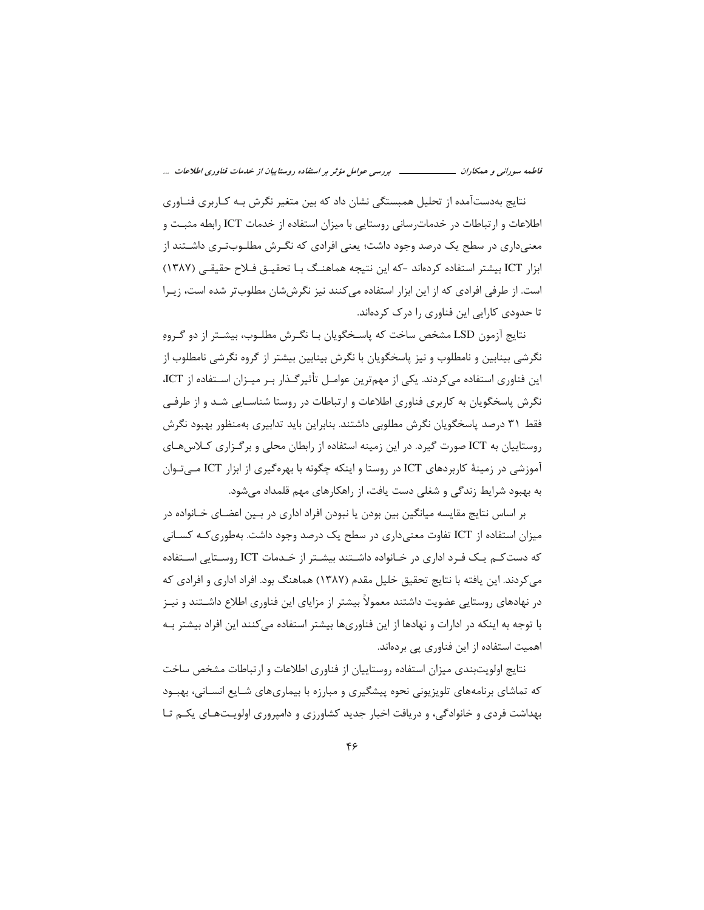نتایج به‌دست‌آمده از تحلیل همبستگی نشان داد که بین متغیر نگرش به کاربری فناوری اطلاعات و ارتباطات در خدمات‌رسانی روستایی با میزان استفاده از خدمات ICT رابطه مثبت و معنی‌داری در سطح یک درصد وجود داشت؛ یعنی افرادی که نگرش مطلوب‌تری داشتند از ابزار ICT بیشتر استفاده کرده‌اند -که این نتیجه هماهنگ با تحقیق فلاح حقیقی (۱۳۸۷) است. از طرفی افرادی که از این ابزار استفاده می‌کنند نیز نگرش‌شان مطلوب‌تر شده است، زیرا تا حدودی کارایی این فناوری را درک کرده‌اند.

نتایج آزمون LSD مشخص ساخت که پاسخگویان با نگرش مطلوب، بیشتر از دو گروه نگرشی بینابین و نامطلوب و نیز پاسخگویان با نگرش بینابین بیشتر از گروه نگرشی نامطلوب از این فناوری استفاده می‌کردند. یکی از مهم‌ترین عوامل تأثیرگذار بر میزان استفاده از ICT، نگرش پاسخگویان به کاربری فناوری اطلاعات و ارتباطات در روستا شناسایی شد و از طرفی فقط ۳۱ درصد پاسخگویان نگرش مطلوبی داشتند. بنابراین باید تدابیری به‌منظور بهبود نگرش روستاییان به ICT صورت گیرد. در این زمینه استفاده از رابطان محلی و برگزاری کلاس‌های آموزشی در زمینهٔ کاربردهای ICT در روستا و اینکه چگونه با بهره‌گیری از ابزار ICT می‌توان به بهبود شرایط زندگی و شغلی دست یافت، از راهکارهای مهم قلمداد می‌شود.

بر اساس نتایج مقایسه میانگین بین بودن یا نبودن افراد اداری در بین اعضای خانواده در میزان استفاده از ICT تفاوت معنی‌داری در سطح یک درصد وجود داشت. به‌طوری‌که کسانی که دست‌کم یک فرد اداری در خانواده داشتند بیشتر از خدمات ICT روستایی استفاده می‌کردند. این یافته با نتایج تحقیق خلیل مقدم (۱۳۸۷) هماهنگ بود. افراد اداری و افرادی که در نهادهای روستایی عضویت داشتند معمولاً بیشتر از مزایای این فناوری اطلاع داشتند و نیز با توجه به اینکه در ادارات و نهادها از این فناوری‌ها بیشتر استفاده می‌کنند این افراد بیشتر به اهمیت استفاده از این فناوری پی برده‌اند.

نتایج اولویت‌بندی میزان استفاده روستاییان از فناوری اطلاعات و ارتباطات مشخص ساخت که تماشای برنامه‌های تلویزیونی نحوه پیشگیری و مبارزه با بیماری‌های شایع انسانی، بهبود بهداشت فردی و خانوادگی، و دریافت اخبار جدید کشاورزی و دامپروری اولویت‌های یکم تا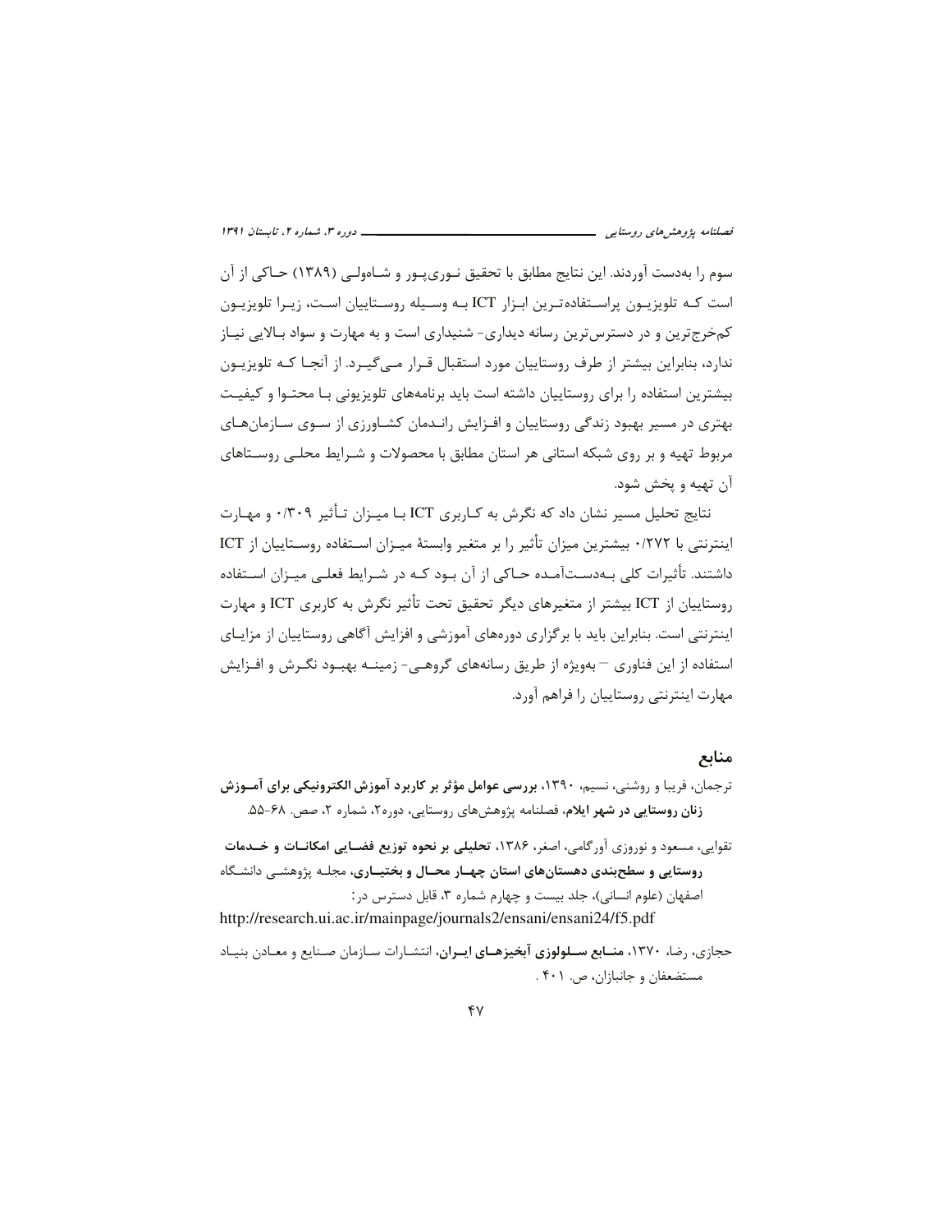سوم را به‌دست آوردند. این نتایج مطابق با تحقیق نوری‌پور و شاه‌ولی (۱۳۸۹) حاکی از آن است که تلویزیون پراستفاده‌ترین ابزار ICT به وسیله روستاییان است، زیرا تلویزیون کم‌خرج‌ترین و در دسترس‌ترین رسانه دیداری- شنیداری است و به مهارت و سواد بالایی نیاز ندارد، بنابراین بیشتر از طرف روستاییان مورد استقبال قرار می‌گیرد. از آنجا که تلویزیون بیشترین استفاده را برای روستاییان داشته است باید برنامه‌های تلویزیونی با محتوا و کیفیت بهتری در مسیر بهبود زندگی روستاییان و افزایش راندمان کشاورزی از سوی سازمان‌های مربوط تهیه و بر روی شبکه استانی هر استان مطابق با محصولات و شرایط محلی روستاهای آن تهیه و پخش شود.

نتایج تحلیل مسیر نشان داد که نگرش به کاربری ICT با میزان تأثیر ۰/۳۰۹ و مهارت اینترنتی با ۰/۲۷۲ بیشترین میزان تأثیر را بر متغیر وابستهٔ میزان استفاده روستاییان از ICT داشتند. تأثیرات کلی به‌دست‌آمده حاکی از آن بود که در شرایط فعلی میزان استفاده روستاییان از ICT بیشتر از متغیرهای دیگر تحقیق تحت تأثیر نگرش به کاربری ICT و مهارت اینترنتی است. بنابراین باید با برگزاری دوره‌های آموزشی و افزایش آگاهی روستاییان از مزایای استفاده از این فناوری – به‌ویژه از طریق رسانه‌های گروهی- زمینه بهبود نگرش و افزایش مهارت اینترنتی روستاییان را فراهم آورد.

## منابع

ترجمان، فریبا و روشنی، نسیم، ۱۳۹۰، **بررسی عوامل مؤثر بر کاربرد آموزش الکترونیکی برای آموزش زنان روستایی در شهر ایلام**، فصلنامه پژوهش‌های روستایی، دوره۲، شماره ۲، صص. ۶۸-۵۵.

تقوایی، مسعود و نوروزی آورگامی، اصغر، ۱۳۸۶، **تحلیلی بر نحوه توزیع فضایی امکانات و خدمات روستایی و سطح‌بندی دهستان‌های استان چهار محال و بختیاری**، مجله پژوهشی دانشگاه اصفهان (علوم انسانی)، جلد بیست و چهارم شماره ۳، قابل دسترس در:
http://research.ui.ac.ir/mainpage/journals2/ensani/ensani24/f5.pdf

حجازی، رضا، ۱۳۷۰، **منابع سلولوزی آبخیزهای ایران**، انتشارات سازمان صنایع و معادن بنیاد مستضعفان و جانبازان، ص. ۴۰۱.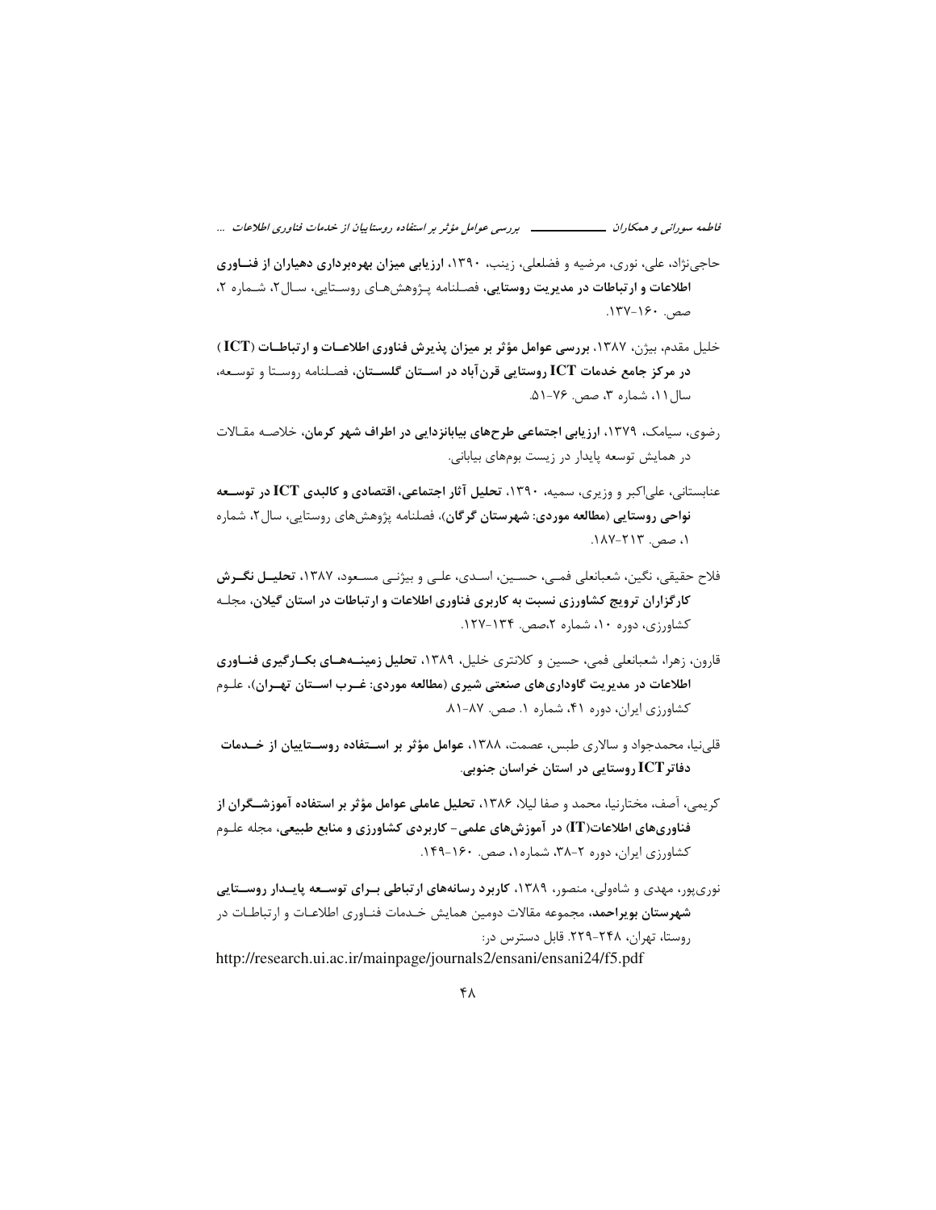حاجی‌نژاد، علی، نوری، مرضیه و فضلعلی، زینب، ۱۳۹۰، **ارزیابی میزان بهره‌برداری دهیاران از فنـاوری اطلاعات و ارتباطات در مدیریت روستایی**، فصـلنامه پـژوهش‌هـای روسـتایی، سـال۲، شـماره ۲، صص. ۱۶۰-۱۳۷.

خلیل مقدم، بیژن، ۱۳۸۷، **بررسی عوامل مؤثر بر میزان پذیرش فناوری اطلاعـات و ارتباطـات (ICT) در مرکز جامع خدمات ICT روستایی قرن‌آباد در اسـتان گلسـتان**، فصـلنامه روسـتا و توسـعه، سال۱۱، شماره ۳، صص. ۷۶-۵۱.

رضوی، سیامک، ۱۳۷۹، **ارزیابی اجتماعی طرح‌های بیابانزدایی در اطراف شهر کرمان**، خلاصـه مقـالات در همایش توسعه پایدار در زیست بوم‌های بیابانی.

عنابستانی، علی‌اکبر و وزیری، سمیه، ۱۳۹۰، **تحلیل آثار اجتماعی، اقتصادی و کالبدی ICT در توسـعه نواحی روستایی (مطالعه موردی: شهرستان گرگان)**، فصلنامه پژوهش‌های روستایی، سال۲، شماره ۱، صص. ۲۱۳-۱۸۷.

فلاح حقیقی، نگین، شعبانعلی فمـی، حسـین، اسـدی، علـی و بیژنـی مسـعود، ۱۳۸۷، **تحلیـل نگـرش کارگزاران ترویج کشاورزی نسبت به کاربری فناوری اطلاعات و ارتباطات در استان گیلان**، مجلـه کشاورزی، دوره ۱۰، شماره ۲،صص. ۱۳۴-۱۲۷.

قارون، زهرا، شعبانعلی فمی، حسین و کلانتری خلیل، ۱۳۸۹، **تحلیل زمینـه‌هـای بکـارگیری فنـاوری اطلاعات در مدیریت گاوداری‌های صنعتی شیری (مطالعه موردی: غـرب اسـتان تهـران)**، علـوم کشاورزی ایران، دوره ۴۱، شماره ۱. صص. ۸۷-۸۱.

قلی‌نیا، محمدجواد و سالاری طبس، عصمت، ۱۳۸۸، **عوامل مؤثر بر اسـتفاده روسـتاییان از خـدمات دفاترICT روستایی در استان خراسان جنوبی**.

کریمی، آصف، مختارنیا، محمد و صفا لیلا، ۱۳۸۶، **تحلیل عاملی عوامل مؤثر بر استفاده آموزشـگران از فناوری‌های اطلاعات(IT) در آموزش‌های علمی- کاربردی کشاورزی و منابع طبیعی**، مجله علـوم کشاورزی ایران، دوره ۲-۳۸، شماره۱، صص. ۱۶۰-۱۴۹.

نوری‌پور، مهدی و شاه‌ولی، منصور، ۱۳۸۹، **کاربرد رسانه‌های ارتباطی بـرای توسـعه پایـدار روسـتایی شهرستان بویراحمد**، مجموعه مقالات دومین همایش خـدمات فنـاوری اطلاعـات و ارتباطـات در روستا، تهران، ۲۴۸-۲۲۹. قابل دسترس در:
http://research.ui.ac.ir/mainpage/journals2/ensani/ensani24/f5.pdf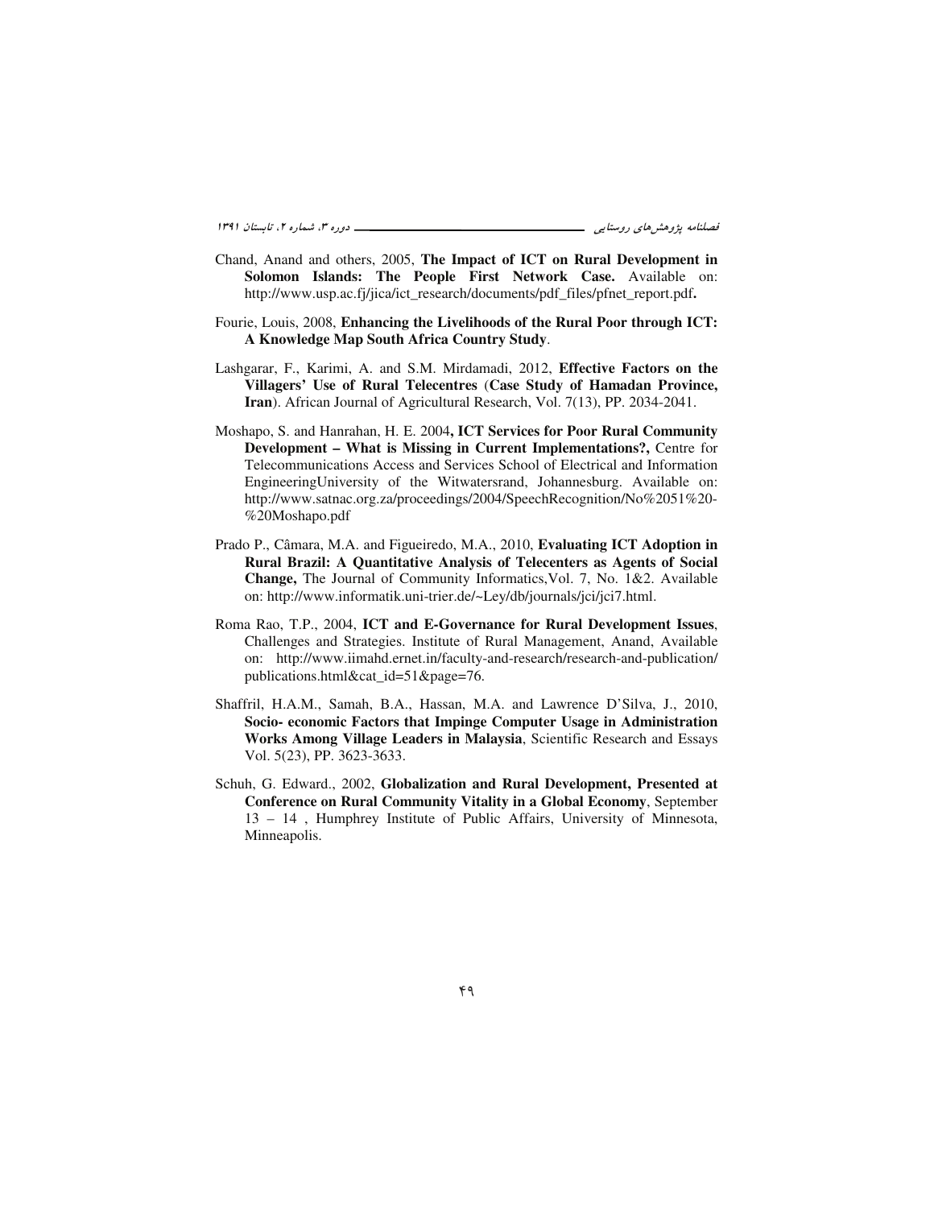Chand, Anand and others, 2005, **The Impact of ICT on Rural Development in Solomon Islands: The People First Network Case.** Available on: http://www.usp.ac.fj/jica/ict_research/documents/pdf_files/pfnet_report.pdf**.**

Fourie, Louis, 2008, **Enhancing the Livelihoods of the Rural Poor through ICT: A Knowledge Map South Africa Country Study**.

Lashgarar, F., Karimi, A. and S.M. Mirdamadi, 2012, **Effective Factors on the Villagers' Use of Rural Telecentres** (**Case Study of Hamadan Province, Iran**). African Journal of Agricultural Research, Vol. 7(13), PP. 2034-2041.

Moshapo, S. and Hanrahan, H. E. 2004**, ICT Services for Poor Rural Community Development – What is Missing in Current Implementations?,** Centre for Telecommunications Access and Services School of Electrical and Information EngineeringUniversity of the Witwatersrand, Johannesburg. Available on: http://www.satnac.org.za/proceedings/2004/SpeechRecognition/No%2051%20-%20Moshapo.pdf

Prado P., Câmara, M.A. and Figueiredo, M.A., 2010, **Evaluating ICT Adoption in Rural Brazil: A Quantitative Analysis of Telecenters as Agents of Social Change,** The Journal of Community Informatics,Vol. 7, No. 1&2. Available on: http://www.informatik.uni-trier.de/~Ley/db/journals/jci/jci7.html.

Roma Rao, T.P., 2004, **ICT and E-Governance for Rural Development Issues**, Challenges and Strategies. Institute of Rural Management, Anand, Available on: http://www.iimahd.ernet.in/faculty-and-research/research-and-publication/publications.html&cat_id=51&page=76.

Shaffril, H.A.M., Samah, B.A., Hassan, M.A. and Lawrence D'Silva, J., 2010, **Socio- economic Factors that Impinge Computer Usage in Administration Works Among Village Leaders in Malaysia**, Scientific Research and Essays Vol. 5(23), PP. 3623-3633.

Schuh, G. Edward., 2002, **Globalization and Rural Development, Presented at Conference on Rural Community Vitality in a Global Economy**, September 13 – 14 , Humphrey Institute of Public Affairs, University of Minnesota, Minneapolis.